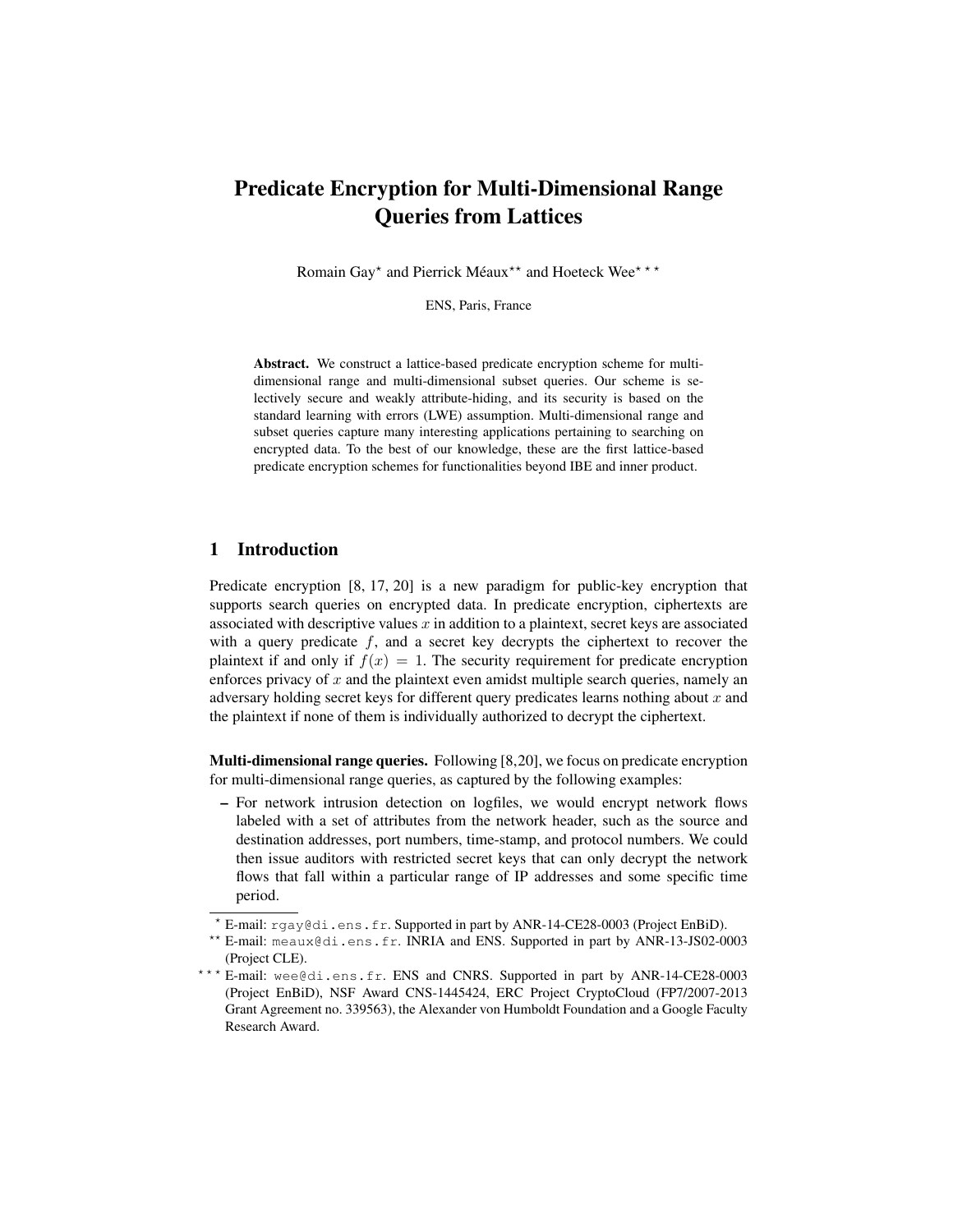# Predicate Encryption for Multi-Dimensional Range Queries from Lattices

Romain Gay* and Pierrick Méaux** and Hoeteck Wee* * *

ENS, Paris, France

**Abstract.** We construct a lattice-based predicate encryption scheme for multi-dimensional range and multi-dimensional subset queries. Our scheme is selectively secure and weakly attribute-hiding, and its security is based on the standard learning with errors (LWE) assumption. Multi-dimensional range and subset queries capture many interesting applications pertaining to searching on encrypted data. To the best of our knowledge, these are the first lattice-based predicate encryption schemes for functionalities beyond IBE and inner product.

## 1 Introduction

Predicate encryption [8, 17, 20] is a new paradigm for public-key encryption that supports search queries on encrypted data. In predicate encryption, ciphertexts are associated with descriptive values $x$ in addition to a plaintext, secret keys are associated with a query predicate $f$, and a secret key decrypts the ciphertext to recover the plaintext if and only if $f(x) = 1$. The security requirement for predicate encryption enforces privacy of $x$ and the plaintext even amidst multiple search queries, namely an adversary holding secret keys for different query predicates learns nothing about $x$ and the plaintext if none of them is individually authorized to decrypt the ciphertext.

**Multi-dimensional range queries.** Following [8,20], we focus on predicate encryption for multi-dimensional range queries, as captured by the following examples:

– For network intrusion detection on logfiles, we would encrypt network flows labeled with a set of attributes from the network header, such as the source and destination addresses, port numbers, time-stamp, and protocol numbers. We could then issue auditors with restricted secret keys that can only decrypt the network flows that fall within a particular range of IP addresses and some specific time period.

* E-mail: rgay@di.ens.fr. Supported in part by ANR-14-CE28-0003 (Project EnBiD).

** E-mail: meaux@di.ens.fr. INRIA and ENS. Supported in part by ANR-13-JS02-0003 (Project CLE).

* * * E-mail: wee@di.ens.fr. ENS and CNRS. Supported in part by ANR-14-CE28-0003 (Project EnBiD), NSF Award CNS-1445424, ERC Project CryptoCloud (FP7/2007-2013 Grant Agreement no. 339563), the Alexander von Humboldt Foundation and a Google Faculty Research Award.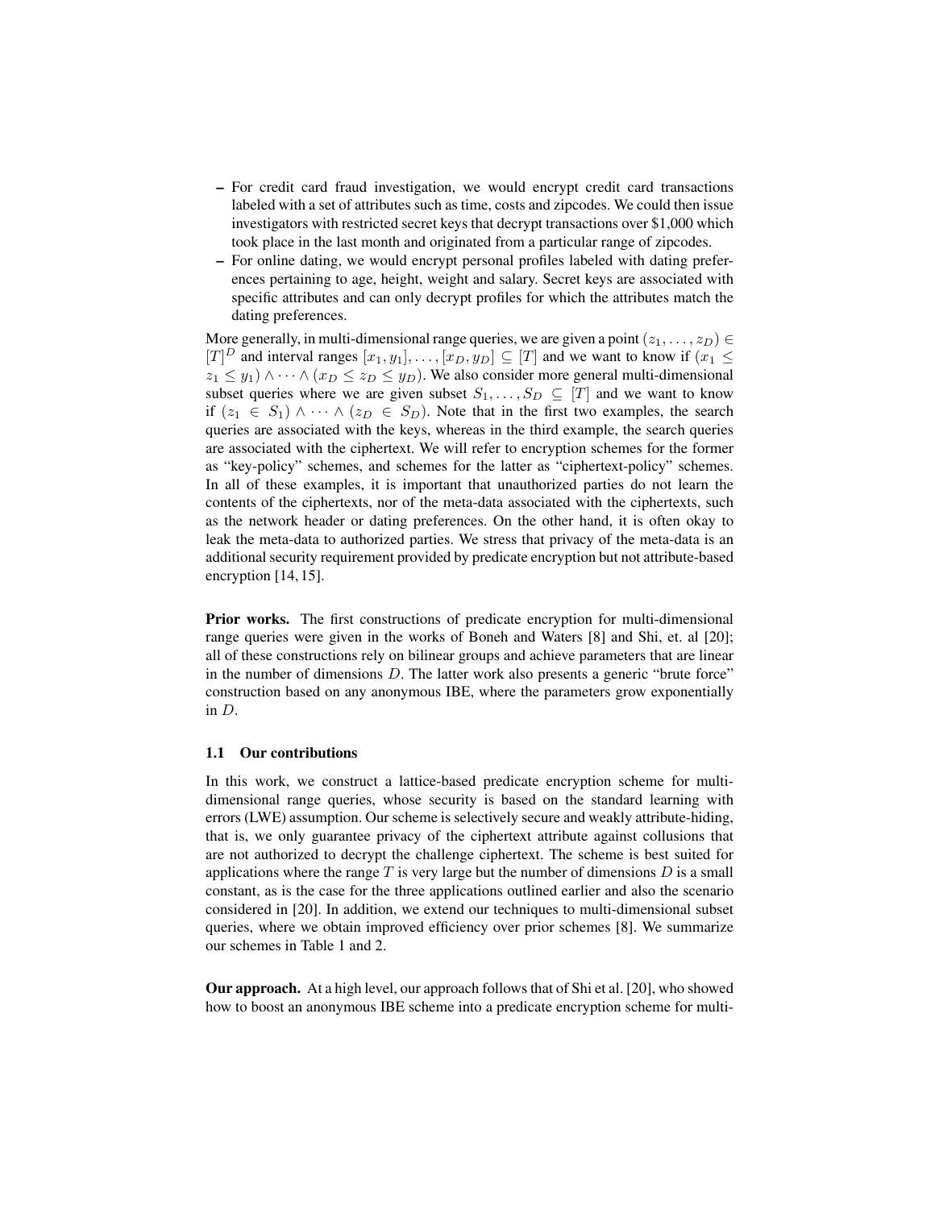- For credit card fraud investigation, we would encrypt credit card transactions labeled with a set of attributes such as time, costs and zipcodes. We could then issue investigators with restricted secret keys that decrypt transactions over $1,000 which took place in the last month and originated from a particular range of zipcodes.
- For online dating, we would encrypt personal profiles labeled with dating preferences pertaining to age, height, weight and salary. Secret keys are associated with specific attributes and can only decrypt profiles for which the attributes match the dating preferences.

More generally, in multi-dimensional range queries, we are given a point $(z_1, \ldots, z_D) \in [T]^D$ and interval ranges $[x_1, y_1], \ldots, [x_D, y_D] \subseteq [T]$ and we want to know if $(x_1 \leq z_1 \leq y_1) \wedge \cdots \wedge (x_D \leq z_D \leq y_D)$. We also consider more general multi-dimensional subset queries where we are given subset $S_1, \ldots, S_D \subseteq [T]$ and we want to know if $(z_1 \in S_1) \wedge \cdots \wedge (z_D \in S_D)$. Note that in the first two examples, the search queries are associated with the keys, whereas in the third example, the search queries are associated with the ciphertext. We will refer to encryption schemes for the former as "key-policy" schemes, and schemes for the latter as "ciphertext-policy" schemes. In all of these examples, it is important that unauthorized parties do not learn the contents of the ciphertexts, nor of the meta-data associated with the ciphertexts, such as the network header or dating preferences. On the other hand, it is often okay to leak the meta-data to authorized parties. We stress that privacy of the meta-data is an additional security requirement provided by predicate encryption but not attribute-based encryption [14, 15].

**Prior works.** The first constructions of predicate encryption for multi-dimensional range queries were given in the works of Boneh and Waters [8] and Shi, et. al [20]; all of these constructions rely on bilinear groups and achieve parameters that are linear in the number of dimensions $D$. The latter work also presents a generic "brute force" construction based on any anonymous IBE, where the parameters grow exponentially in $D$.

### 1.1 Our contributions

In this work, we construct a lattice-based predicate encryption scheme for multi-dimensional range queries, whose security is based on the standard learning with errors (LWE) assumption. Our scheme is selectively secure and weakly attribute-hiding, that is, we only guarantee privacy of the ciphertext attribute against collusions that are not authorized to decrypt the challenge ciphertext. The scheme is best suited for applications where the range $T$ is very large but the number of dimensions $D$ is a small constant, as is the case for the three applications outlined earlier and also the scenario considered in [20]. In addition, we extend our techniques to multi-dimensional subset queries, where we obtain improved efficiency over prior schemes [8]. We summarize our schemes in Table 1 and 2.

**Our approach.** At a high level, our approach follows that of Shi et al. [20], who showed how to boost an anonymous IBE scheme into a predicate encryption scheme for multi-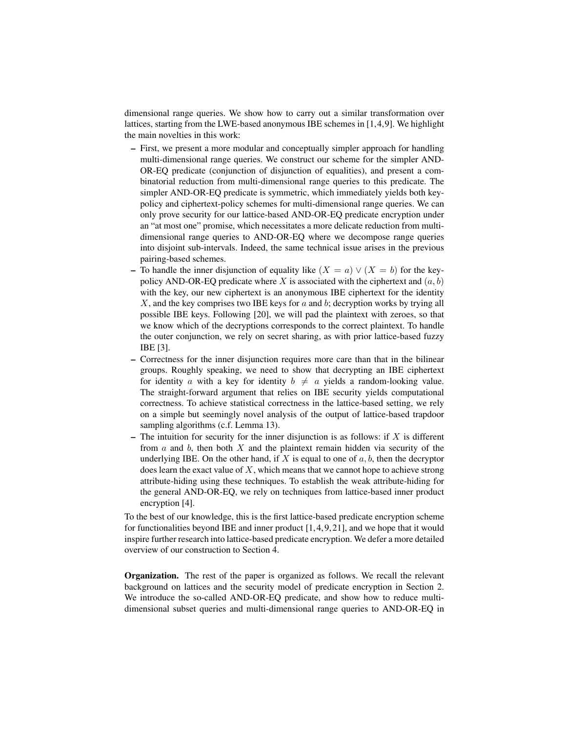dimensional range queries. We show how to carry out a similar transformation over lattices, starting from the LWE-based anonymous IBE schemes in [1,4,9]. We highlight the main novelties in this work:

- First, we present a more modular and conceptually simpler approach for handling multi-dimensional range queries. We construct our scheme for the simpler AND-OR-EQ predicate (conjunction of disjunction of equalities), and present a combinatorial reduction from multi-dimensional range queries to this predicate. The simpler AND-OR-EQ predicate is symmetric, which immediately yields both key-policy and ciphertext-policy schemes for multi-dimensional range queries. We can only prove security for our lattice-based AND-OR-EQ predicate encryption under an "at most one" promise, which necessitates a more delicate reduction from multi-dimensional range queries to AND-OR-EQ where we decompose range queries into disjoint sub-intervals. Indeed, the same technical issue arises in the previous pairing-based schemes.
- To handle the inner disjunction of equality like $(X = a) \vee (X = b)$ for the key-policy AND-OR-EQ predicate where $X$ is associated with the ciphertext and $(a, b)$ with the key, our new ciphertext is an anonymous IBE ciphertext for the identity $X$, and the key comprises two IBE keys for $a$ and $b$; decryption works by trying all possible IBE keys. Following [20], we will pad the plaintext with zeroes, so that we know which of the decryptions corresponds to the correct plaintext. To handle the outer conjunction, we rely on secret sharing, as with prior lattice-based fuzzy IBE [3].
- Correctness for the inner disjunction requires more care than that in the bilinear groups. Roughly speaking, we need to show that decrypting an IBE ciphertext for identity $a$ with a key for identity $b \neq a$ yields a random-looking value. The straight-forward argument that relies on IBE security yields computational correctness. To achieve statistical correctness in the lattice-based setting, we rely on a simple but seemingly novel analysis of the output of lattice-based trapdoor sampling algorithms (c.f. Lemma 13).
- The intuition for security for the inner disjunction is as follows: if $X$ is different from $a$ and $b$, then both $X$ and the plaintext remain hidden via security of the underlying IBE. On the other hand, if $X$ is equal to one of $a, b$, then the decryptor does learn the exact value of $X$, which means that we cannot hope to achieve strong attribute-hiding using these techniques. To establish the weak attribute-hiding for the general AND-OR-EQ, we rely on techniques from lattice-based inner product encryption [4].

To the best of our knowledge, this is the first lattice-based predicate encryption scheme for functionalities beyond IBE and inner product [1,4,9,21], and we hope that it would inspire further research into lattice-based predicate encryption. We defer a more detailed overview of our construction to Section 4.

**Organization.** The rest of the paper is organized as follows. We recall the relevant background on lattices and the security model of predicate encryption in Section 2. We introduce the so-called AND-OR-EQ predicate, and show how to reduce multi-dimensional subset queries and multi-dimensional range queries to AND-OR-EQ in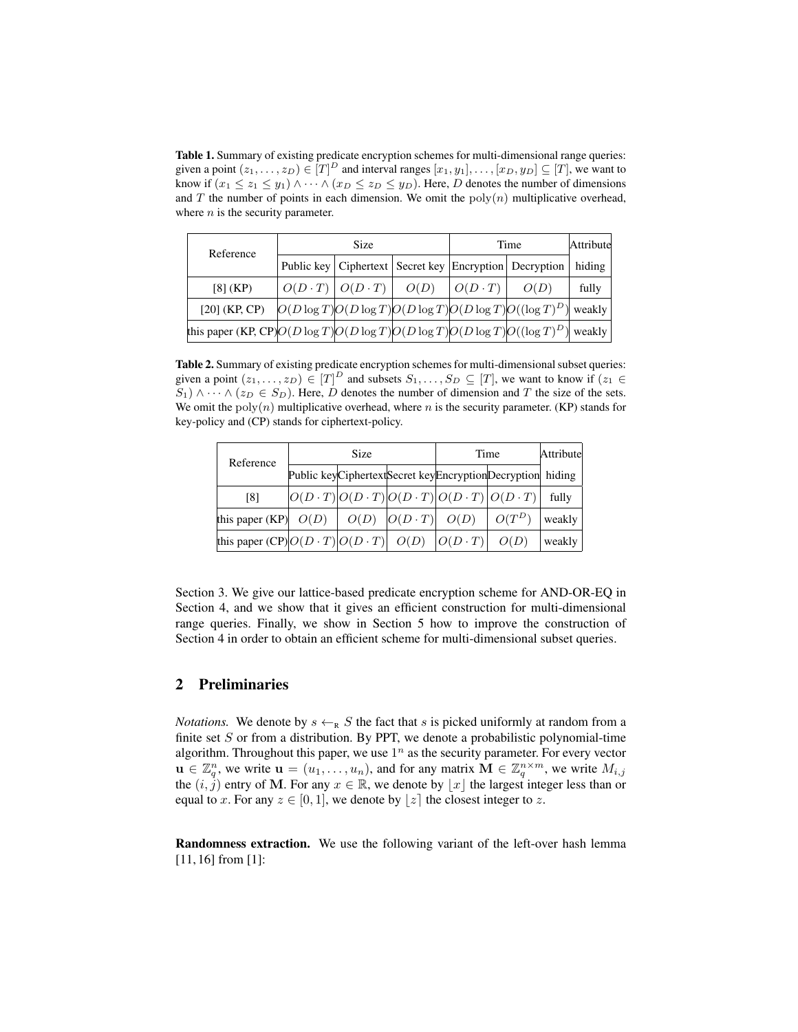**Table 1.** Summary of existing predicate encryption schemes for multi-dimensional range queries: given a point $(z_1, \ldots, z_D) \in [T]^D$ and interval ranges $[x_1, y_1], \ldots, [x_D, y_D] \subseteq [T]$, we want to know if $(x_1 \leq z_1 \leq y_1) \wedge \cdots \wedge (x_D \leq z_D \leq y_D)$. Here, $D$ denotes the number of dimensions and $T$ the number of points in each dimension. We omit the $\mathrm{poly}(n)$ multiplicative overhead, where $n$ is the security parameter.

| Reference | Size | | | Time | | Attribute |
|---|---|---|---|---|---|---|
| | Public key | Ciphertext | Secret key | Encryption | Decryption | hiding |
| [8] (KP) | $O(D \cdot T)$ | $O(D \cdot T)$ | $O(D)$ | $O(D \cdot T)$ | $O(D)$ | fully |
| [20] (KP, CP) | $O(D \log T)$ | $O(D \log T)$ | $O(D \log T)$ | $O(D \log T)$ | $O((\log T)^D)$ | weakly |
| this paper (KP, CP) | $O(D \log T)$ | $O(D \log T)$ | $O(D \log T)$ | $O(D \log T)$ | $O((\log T)^D)$ | weakly |

**Table 2.** Summary of existing predicate encryption schemes for multi-dimensional subset queries: given a point $(z_1, \ldots, z_D) \in [T]^D$ and subsets $S_1, \ldots, S_D \subseteq [T]$, we want to know if $(z_1 \in S_1) \wedge \cdots \wedge (z_D \in S_D)$. Here, $D$ denotes the number of dimension and $T$ the size of the sets. We omit the $\mathrm{poly}(n)$ multiplicative overhead, where $n$ is the security parameter. (KP) stands for key-policy and (CP) stands for ciphertext-policy.

| Reference | Size | | | Time | | Attribute |
|---|---|---|---|---|---|---|
| | Public key | Ciphertext | Secret key | Encryption | Decryption | hiding |
| [8] | $O(D \cdot T)$ | $O(D \cdot T)$ | $O(D \cdot T)$ | $O(D \cdot T)$ | $O(D \cdot T)$ | fully |
| this paper (KP) | $O(D)$ | $O(D)$ | $O(D \cdot T)$ | $O(D)$ | $O(T^D)$ | weakly |
| this paper (CP) | $O(D \cdot T)$ | $O(D \cdot T)$ | $O(D)$ | $O(D \cdot T)$ | $O(D)$ | weakly |

Section 3. We give our lattice-based predicate encryption scheme for AND-OR-EQ in Section 4, and we show that it gives an efficient construction for multi-dimensional range queries. Finally, we show in Section 5 how to improve the construction of Section 4 in order to obtain an efficient scheme for multi-dimensional subset queries.

## 2 Preliminaries

*Notations.* We denote by $s \leftarrow_{\mathrm{R}} S$ the fact that $s$ is picked uniformly at random from a finite set $S$ or from a distribution. By PPT, we denote a probabilistic polynomial-time algorithm. Throughout this paper, we use $1^n$ as the security parameter. For every vector $\mathbf{u} \in \mathbb{Z}_q^n$, we write $\mathbf{u} = (u_1, \ldots, u_n)$, and for any matrix $\mathbf{M} \in \mathbb{Z}_q^{n \times m}$, we write $M_{i,j}$ the $(i, j)$ entry of $\mathbf{M}$. For any $x \in \mathbb{R}$, we denote by $\lfloor x \rfloor$ the largest integer less than or equal to $x$. For any $z \in [0, 1]$, we denote by $\lfloor z \rceil$ the closest integer to $z$.

**Randomness extraction.** We use the following variant of the left-over hash lemma [11, 16] from [1]: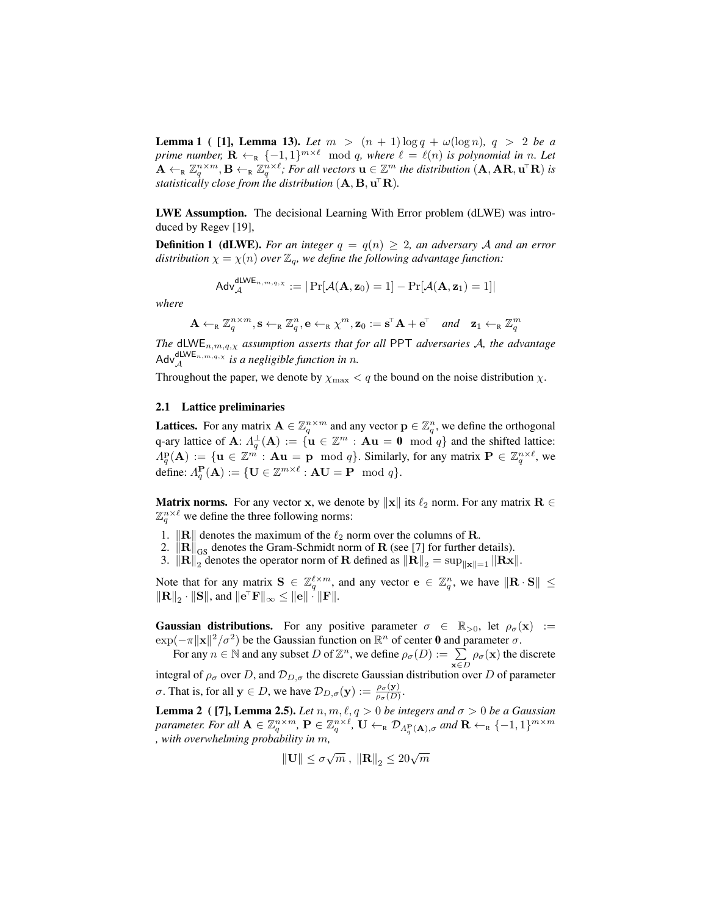**Lemma 1 ( [1], Lemma 13).** *Let $m > (n+1)\log q + \omega(\log n)$, $q > 2$ be a prime number, $\mathbf{R} \leftarrow_{\mathrm{R}} \{-1,1\}^{m\times\ell} \mod q$, where $\ell = \ell(n)$ is polynomial in $n$. Let $\mathbf{A} \leftarrow_{\mathrm{R}} \mathbb{Z}_q^{n\times m}, \mathbf{B} \leftarrow_{\mathrm{R}} \mathbb{Z}_q^{n\times\ell}$; For all vectors $\mathbf{u} \in \mathbb{Z}^m$ the distribution $(\mathbf{A}, \mathbf{A}\mathbf{R}, \mathbf{u}^\top\mathbf{R})$ is statistically close from the distribution $(\mathbf{A}, \mathbf{B}, \mathbf{u}^\top\mathbf{R})$.*

**LWE Assumption.** The decisional Learning With Error problem (dLWE) was introduced by Regev [19],

**Definition 1 (dLWE).** *For an integer $q = q(n) \geq 2$, an adversary $\mathcal{A}$ and an error distribution $\chi = \chi(n)$ over $\mathbb{Z}_q$, we define the following advantage function:*

$$\mathsf{Adv}_{\mathcal{A}}^{\mathsf{dLWE}_{n,m,q,\chi}} := |\Pr[\mathcal{A}(\mathbf{A}, \mathbf{z}_0) = 1] - \Pr[\mathcal{A}(\mathbf{A}, \mathbf{z}_1) = 1]|$$

*where*

$$\mathbf{A} \leftarrow_{\mathrm{R}} \mathbb{Z}_q^{n\times m}, \mathbf{s} \leftarrow_{\mathrm{R}} \mathbb{Z}_q^n, \mathbf{e} \leftarrow_{\mathrm{R}} \chi^m, \mathbf{z}_0 := \mathbf{s}^\top\mathbf{A} + \mathbf{e}^\top \quad \textit{and} \quad \mathbf{z}_1 \leftarrow_{\mathrm{R}} \mathbb{Z}_q^m$$

*The $\mathsf{dLWE}_{n,m,q,\chi}$ assumption asserts that for all $\mathsf{PPT}$ adversaries $\mathcal{A}$, the advantage $\mathsf{Adv}_{\mathcal{A}}^{\mathsf{dLWE}_{n,m,q,\chi}}$ is a negligible function in $n$.*

Throughout the paper, we denote by $\chi_{\max} < q$ the bound on the noise distribution $\chi$.

### 2.1 Lattice preliminaries

**Lattices.** For any matrix $\mathbf{A} \in \mathbb{Z}_q^{n\times m}$ and any vector $\mathbf{p} \in \mathbb{Z}_q^n$, we define the orthogonal q-ary lattice of $\mathbf{A}$: $\Lambda_q^\perp(\mathbf{A}) := \{\mathbf{u} \in \mathbb{Z}^m : \mathbf{A}\mathbf{u} = \mathbf{0} \mod q\}$ and the shifted lattice: $\Lambda_q^{\mathbf{p}}(\mathbf{A}) := \{\mathbf{u} \in \mathbb{Z}^m : \mathbf{A}\mathbf{u} = \mathbf{p} \mod q\}$. Similarly, for any matrix $\mathbf{P} \in \mathbb{Z}_q^{n\times\ell}$, we define: $\Lambda_q^{\mathbf{P}}(\mathbf{A}) := \{\mathbf{U} \in \mathbb{Z}^{m\times\ell} : \mathbf{A}\mathbf{U} = \mathbf{P} \mod q\}$.

**Matrix norms.** For any vector $\mathbf{x}$, we denote by $\|\mathbf{x}\|$ its $\ell_2$ norm. For any matrix $\mathbf{R} \in \mathbb{Z}_q^{n\times\ell}$ we define the three following norms:

1. $\|\mathbf{R}\|$ denotes the maximum of the $\ell_2$ norm over the columns of $\mathbf{R}$.
2. $\|\mathbf{R}\|_{\mathrm{GS}}$ denotes the Gram-Schmidt norm of $\mathbf{R}$ (see [7] for further details).
3. $\|\mathbf{R}\|_2$ denotes the operator norm of $\mathbf{R}$ defined as $\|\mathbf{R}\|_2 = \sup_{\|\mathbf{x}\|=1}\|\mathbf{R}\mathbf{x}\|$.

Note that for any matrix $\mathbf{S} \in \mathbb{Z}_q^{\ell\times m}$, and any vector $\mathbf{e} \in \mathbb{Z}_q^n$, we have $\|\mathbf{R}\cdot\mathbf{S}\| \leq \|\mathbf{R}\|_2 \cdot \|\mathbf{S}\|$, and $\|\mathbf{e}^\top\mathbf{F}\|_\infty \leq \|\mathbf{e}\|\cdot\|\mathbf{F}\|$.

**Gaussian distributions.** For any positive parameter $\sigma \in \mathbb{R}_{>0}$, let $\rho_\sigma(\mathbf{x}) := \exp(-\pi\|\mathbf{x}\|^2/\sigma^2)$ be the Gaussian function on $\mathbb{R}^n$ of center $\mathbf{0}$ and parameter $\sigma$.

For any $n \in \mathbb{N}$ and any subset $D$ of $\mathbb{Z}^n$, we define $\rho_\sigma(D) := \sum_{\mathbf{x}\in D}\rho_\sigma(\mathbf{x})$ the discrete integral of $\rho_\sigma$ over $D$, and $\mathcal{D}_{D,\sigma}$ the discrete Gaussian distribution over $D$ of parameter $\sigma$. That is, for all $\mathbf{y} \in D$, we have $\mathcal{D}_{D,\sigma}(\mathbf{y}) := \frac{\rho_\sigma(\mathbf{y})}{\rho_\sigma(D)}$.

**Lemma 2 ( [7], Lemma 2.5).** *Let $n, m, \ell, q > 0$ be integers and $\sigma > 0$ be a Gaussian parameter. For all $\mathbf{A} \in \mathbb{Z}_q^{n\times m}$, $\mathbf{P} \in \mathbb{Z}_q^{n\times\ell}$, $\mathbf{U} \leftarrow_{\mathrm{R}} \mathcal{D}_{\Lambda_q^{\mathbf{P}}(\mathbf{A}),\sigma}$ and $\mathbf{R} \leftarrow_{\mathrm{R}} \{-1,1\}^{m\times m}$ , with overwhelming probability in $m$,*

$$\|\mathbf{U}\| \leq \sigma\sqrt{m}\,,\ \|\mathbf{R}\|_2 \leq 20\sqrt{m}$$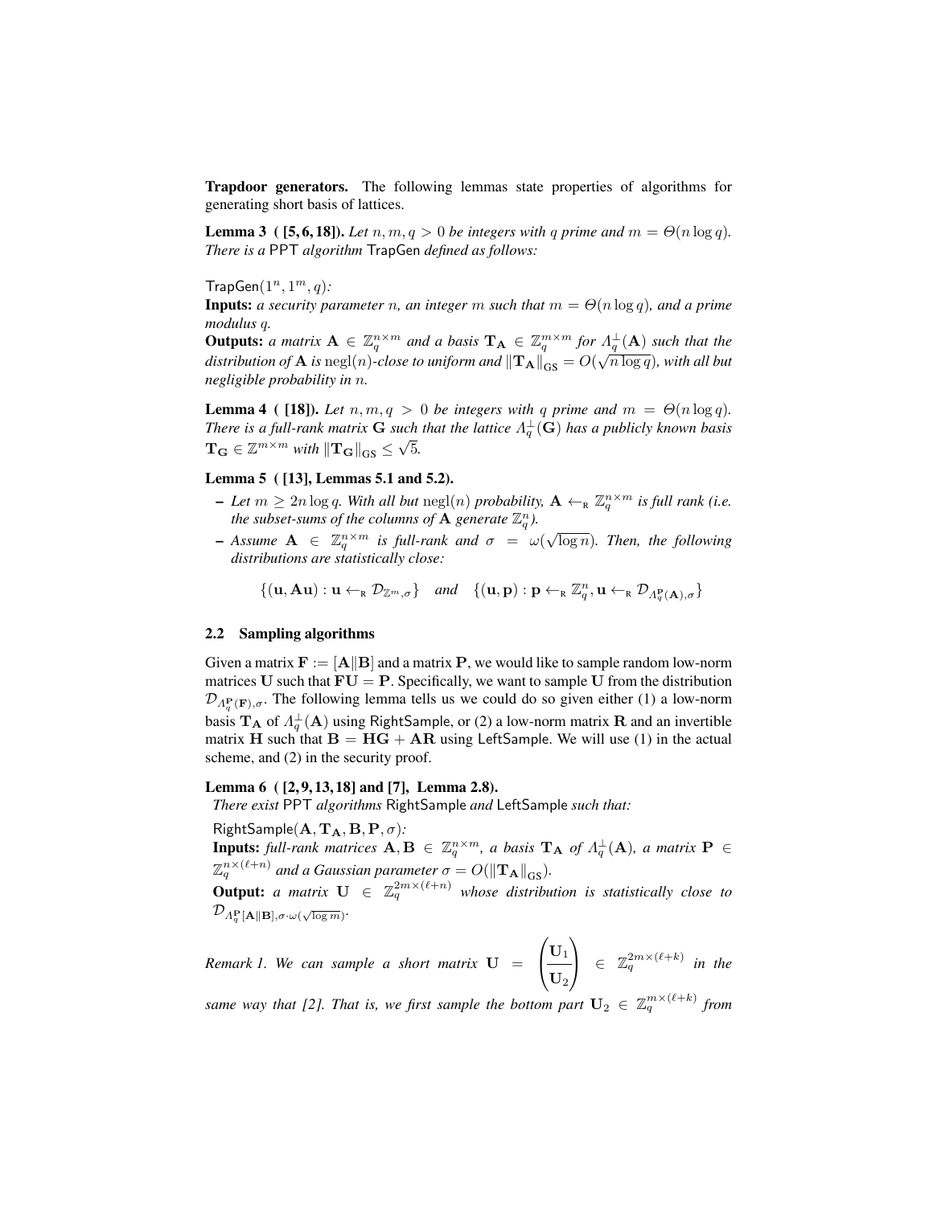**Trapdoor generators.** The following lemmas state properties of algorithms for generating short basis of lattices.

**Lemma 3 ( [5, 6, 18]).** *Let $n, m, q > 0$ be integers with $q$ prime and $m = \Theta(n \log q)$. There is a* PPT *algorithm* TrapGen *defined as follows:*

$\mathsf{TrapGen}(1^n, 1^m, q)$*:*

**Inputs:** *a security parameter $n$, an integer $m$ such that $m = \Theta(n \log q)$, and a prime modulus $q$.*

**Outputs:** *a matrix $\mathbf{A} \in \mathbb{Z}_q^{n \times m}$ and a basis $\mathbf{T_A} \in \mathbb{Z}_q^{m \times m}$ for $\Lambda_q^{\perp}(\mathbf{A})$ such that the distribution of $\mathbf{A}$ is $\mathrm{negl}(n)$-close to uniform and $\|\mathbf{T_A}\|_{\mathrm{GS}} = O(\sqrt{n \log q})$, with all but negligible probability in $n$.*

**Lemma 4 ( [18]).** *Let $n, m, q > 0$ be integers with $q$ prime and $m = \Theta(n \log q)$. There is a full-rank matrix $\mathbf{G}$ such that the lattice $\Lambda_q^{\perp}(\mathbf{G})$ has a publicly known basis $\mathbf{T_G} \in \mathbb{Z}^{m \times m}$ with $\|\mathbf{T_G}\|_{\mathrm{GS}} \leq \sqrt{5}$.*

**Lemma 5 ( [13], Lemmas 5.1 and 5.2).**

- *Let $m \geq 2n \log q$. With all but $\mathrm{negl}(n)$ probability, $\mathbf{A} \leftarrow_{\mathrm{R}} \mathbb{Z}_q^{n \times m}$ is full rank (i.e. the subset-sums of the columns of $\mathbf{A}$ generate $\mathbb{Z}_q^n$).*
- *Assume $\mathbf{A} \in \mathbb{Z}_q^{n \times m}$ is full-rank and $\sigma = \omega(\sqrt{\log n})$. Then, the following distributions are statistically close:*

$$\{(\mathbf{u}, \mathbf{A}\mathbf{u}) : \mathbf{u} \leftarrow_{\mathrm{R}} \mathcal{D}_{\mathbb{Z}^m, \sigma}\} \quad \textit{and} \quad \{(\mathbf{u}, \mathbf{p}) : \mathbf{p} \leftarrow_{\mathrm{R}} \mathbb{Z}_q^n, \mathbf{u} \leftarrow_{\mathrm{R}} \mathcal{D}_{\Lambda_q^{\mathbf{p}}(\mathbf{A}), \sigma}\}$$

## 2.2 Sampling algorithms

Given a matrix $\mathbf{F} := [\mathbf{A} \| \mathbf{B}]$ and a matrix $\mathbf{P}$, we would like to sample random low-norm matrices $\mathbf{U}$ such that $\mathbf{F}\mathbf{U} = \mathbf{P}$. Specifically, we want to sample $\mathbf{U}$ from the distribution $\mathcal{D}_{\Lambda_q^{\mathbf{P}}(\mathbf{F}), \sigma}$. The following lemma tells us we could do so given either (1) a low-norm basis $\mathbf{T_A}$ of $\Lambda_q^{\perp}(\mathbf{A})$ using RightSample, or (2) a low-norm matrix $\mathbf{R}$ and an invertible matrix $\mathbf{H}$ such that $\mathbf{B} = \mathbf{H}\mathbf{G} + \mathbf{A}\mathbf{R}$ using LeftSample. We will use (1) in the actual scheme, and (2) in the security proof.

**Lemma 6 ( [2, 9, 13, 18] and [7], Lemma 2.8).**
*There exist* PPT *algorithms* RightSample *and* LeftSample *such that:*

$\mathsf{RightSample}(\mathbf{A}, \mathbf{T_A}, \mathbf{B}, \mathbf{P}, \sigma)$*:*

**Inputs:** *full-rank matrices $\mathbf{A}, \mathbf{B} \in \mathbb{Z}_q^{n \times m}$, a basis $\mathbf{T_A}$ of $\Lambda_q^{\perp}(\mathbf{A})$, a matrix $\mathbf{P} \in \mathbb{Z}_q^{n \times (\ell + n)}$ and a Gaussian parameter $\sigma = O(\|\mathbf{T_A}\|_{\mathrm{GS}})$.*

**Output:** *a matrix $\mathbf{U} \in \mathbb{Z}_q^{2m \times (\ell + n)}$ whose distribution is statistically close to $\mathcal{D}_{\Lambda_q^{\mathbf{P}}[\mathbf{A} \| \mathbf{B}], \sigma \cdot \omega(\sqrt{\log m})}$.*

*Remark 1. We can sample a short matrix $\mathbf{U} = \begin{pmatrix} \mathbf{U}_1 \\ \hline \mathbf{U}_2 \end{pmatrix} \in \mathbb{Z}_q^{2m \times (\ell + k)}$ in the same way that [2]. That is, we first sample the bottom part $\mathbf{U}_2 \in \mathbb{Z}_q^{m \times (\ell + k)}$ from*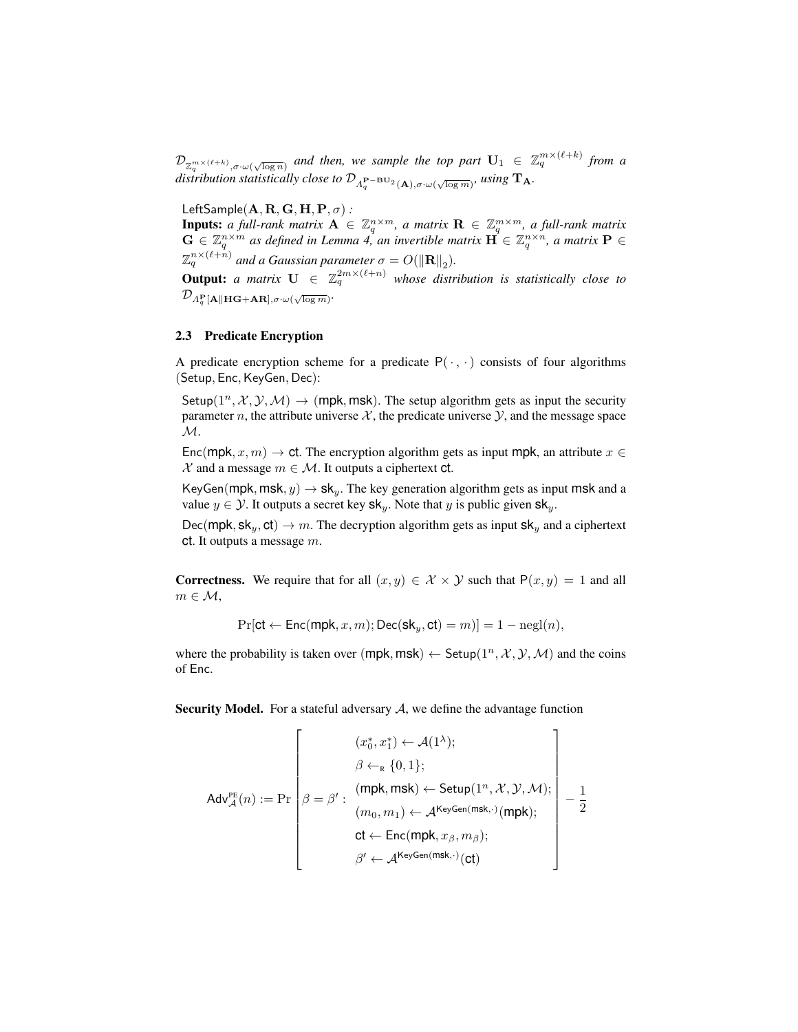$\mathcal{D}_{\mathbb{Z}_q^{m\times(\ell+k)},\sigma\cdot\omega(\sqrt{\log n})}$ *and then, we sample the top part* $\mathbf{U}_1 \in \mathbb{Z}_q^{m\times(\ell+k)}$ *from a distribution statistically close to* $\mathcal{D}_{\Lambda_q^{\mathbf{P}-\mathbf{B}\mathbf{U}_2}(\mathbf{A}),\sigma\cdot\omega(\sqrt{\log m})}$*, using* $\mathbf{T}_{\mathbf{A}}$*.*

$\mathsf{LeftSample}(\mathbf{A}, \mathbf{R}, \mathbf{G}, \mathbf{H}, \mathbf{P}, \sigma)$ *:*
**Inputs:** *a full-rank matrix* $\mathbf{A} \in \mathbb{Z}_q^{n\times m}$*, a matrix* $\mathbf{R} \in \mathbb{Z}_q^{m\times m}$*, a full-rank matrix* $\mathbf{G} \in \mathbb{Z}_q^{n\times m}$ *as defined in Lemma 4, an invertible matrix* $\mathbf{H} \in \mathbb{Z}_q^{n\times n}$*, a matrix* $\mathbf{P} \in \mathbb{Z}_q^{n\times(\ell+n)}$ *and a Gaussian parameter* $\sigma = O(\|\mathbf{R}\|_2)$*.*
**Output:** *a matrix* $\mathbf{U} \in \mathbb{Z}_q^{2m\times(\ell+n)}$ *whose distribution is statistically close to* $\mathcal{D}_{\Lambda_q^{\mathbf{P}}[\mathbf{A}\|\mathbf{H}\mathbf{G}+\mathbf{A}\mathbf{R}],\sigma\cdot\omega(\sqrt{\log m})}$*.*

### 2.3 Predicate Encryption

A predicate encryption scheme for a predicate $\mathsf{P}(\cdot,\cdot)$ consists of four algorithms $(\mathsf{Setup}, \mathsf{Enc}, \mathsf{KeyGen}, \mathsf{Dec})$:

$\mathsf{Setup}(1^n, \mathcal{X}, \mathcal{Y}, \mathcal{M}) \to (\mathsf{mpk}, \mathsf{msk})$. The setup algorithm gets as input the security parameter $n$, the attribute universe $\mathcal{X}$, the predicate universe $\mathcal{Y}$, and the message space $\mathcal{M}$.

$\mathsf{Enc}(\mathsf{mpk}, x, m) \to \mathsf{ct}$. The encryption algorithm gets as input $\mathsf{mpk}$, an attribute $x \in \mathcal{X}$ and a message $m \in \mathcal{M}$. It outputs a ciphertext $\mathsf{ct}$.

$\mathsf{KeyGen}(\mathsf{mpk}, \mathsf{msk}, y) \to \mathsf{sk}_y$. The key generation algorithm gets as input $\mathsf{msk}$ and a value $y \in \mathcal{Y}$. It outputs a secret key $\mathsf{sk}_y$. Note that $y$ is public given $\mathsf{sk}_y$.

$\mathsf{Dec}(\mathsf{mpk}, \mathsf{sk}_y, \mathsf{ct}) \to m$. The decryption algorithm gets as input $\mathsf{sk}_y$ and a ciphertext $\mathsf{ct}$. It outputs a message $m$.

**Correctness.** We require that for all $(x, y) \in \mathcal{X} \times \mathcal{Y}$ such that $\mathsf{P}(x, y) = 1$ and all $m \in \mathcal{M}$,

$$\Pr[\mathsf{ct} \leftarrow \mathsf{Enc}(\mathsf{mpk}, x, m); \mathsf{Dec}(\mathsf{sk}_y, \mathsf{ct}) = m)] = 1 - \mathrm{negl}(n),$$

where the probability is taken over $(\mathsf{mpk}, \mathsf{msk}) \leftarrow \mathsf{Setup}(1^n, \mathcal{X}, \mathcal{Y}, \mathcal{M})$ and the coins of $\mathsf{Enc}$.

**Security Model.** For a stateful adversary $\mathcal{A}$, we define the advantage function

$$\mathsf{Adv}_{\mathcal{A}}^{\text{PE}}(n) := \Pr\left[\beta = \beta' : \begin{array}{c} (x_0^*, x_1^*) \leftarrow \mathcal{A}(1^\lambda); \\ \beta \leftarrow_{\text{R}} \{0,1\}; \\ (\mathsf{mpk}, \mathsf{msk}) \leftarrow \mathsf{Setup}(1^n, \mathcal{X}, \mathcal{Y}, \mathcal{M}); \\ (m_0, m_1) \leftarrow \mathcal{A}^{\mathsf{KeyGen}(\mathsf{msk},\cdot)}(\mathsf{mpk}); \\ \mathsf{ct} \leftarrow \mathsf{Enc}(\mathsf{mpk}, x_\beta, m_\beta); \\ \beta' \leftarrow \mathcal{A}^{\mathsf{KeyGen}(\mathsf{msk},\cdot)}(\mathsf{ct}) \end{array}\right] - \frac{1}{2}$$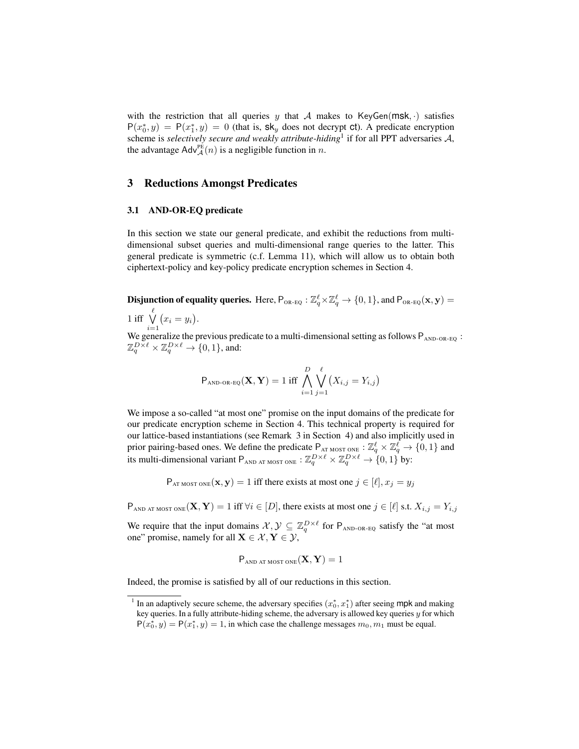with the restriction that all queries $y$ that $\mathcal{A}$ makes to $\mathsf{KeyGen}(\mathsf{msk}, \cdot)$ satisfies $\mathsf{P}(x_0^*, y) = \mathsf{P}(x_1^*, y) = 0$ (that is, $\mathsf{sk}_y$ does not decrypt $\mathsf{ct}$). A predicate encryption scheme is *selectively secure and weakly attribute-hiding*[1] if for all PPT adversaries $\mathcal{A}$, the advantage $\mathsf{Adv}_{\mathcal{A}}^{\mathrm{PE}}(n)$ is a negligible function in $n$.

## 3 Reductions Amongst Predicates

### 3.1 AND-OR-EQ predicate

In this section we state our general predicate, and exhibit the reductions from multi-dimensional subset queries and multi-dimensional range queries to the latter. This general predicate is symmetric (c.f. Lemma 11), which will allow us to obtain both ciphertext-policy and key-policy predicate encryption schemes in Section 4.

**Disjunction of equality queries.** Here, $\mathsf{P}_{\text{OR-EQ}} : \mathbb{Z}_q^\ell \times \mathbb{Z}_q^\ell \rightarrow \{0,1\}$, and $\mathsf{P}_{\text{OR-EQ}}(\mathbf{x}, \mathbf{y}) = 1$ iff $\bigvee_{i=1}^{\ell} (x_i = y_i)$.

We generalize the previous predicate to a multi-dimensional setting as follows $\mathsf{P}_{\text{AND-OR-EQ}} : \mathbb{Z}_q^{D\times\ell} \times \mathbb{Z}_q^{D\times\ell} \rightarrow \{0,1\}$, and:

$$\mathsf{P}_{\text{AND-OR-EQ}}(\mathbf{X}, \mathbf{Y}) = 1 \text{ iff } \bigwedge_{i=1}^{D} \bigvee_{j=1}^{\ell} (X_{i,j} = Y_{i,j})$$

We impose a so-called "at most one" promise on the input domains of the predicate for our predicate encryption scheme in Section 4. This technical property is required for our lattice-based instantiations (see Remark 3 in Section 4) and also implicitly used in prior pairing-based ones. We define the predicate $\mathsf{P}_{\text{AT MOST ONE}} : \mathbb{Z}_q^\ell \times \mathbb{Z}_q^\ell \rightarrow \{0,1\}$ and its multi-dimensional variant $\mathsf{P}_{\text{AND AT MOST ONE}} : \mathbb{Z}_q^{D\times\ell} \times \mathbb{Z}_q^{D\times\ell} \rightarrow \{0,1\}$ by:

$$\mathsf{P}_{\text{AT MOST ONE}}(\mathbf{x}, \mathbf{y}) = 1 \text{ iff there exists at most one } j \in [\ell], x_j = y_j$$

$$\mathsf{P}_{\text{AND AT MOST ONE}}(\mathbf{X}, \mathbf{Y}) = 1 \text{ iff } \forall i \in [D], \text{there exists at most one } j \in [\ell] \text{ s.t. } X_{i,j} = Y_{i,j}$$

We require that the input domains $\mathcal{X}, \mathcal{Y} \subseteq \mathbb{Z}_q^{D\times\ell}$ for $\mathsf{P}_{\text{AND-OR-EQ}}$ satisfy the "at most one" promise, namely for all $\mathbf{X} \in \mathcal{X}, \mathbf{Y} \in \mathcal{Y}$,

$$\mathsf{P}_{\text{AND AT MOST ONE}}(\mathbf{X}, \mathbf{Y}) = 1$$

Indeed, the promise is satisfied by all of our reductions in this section.

---

[1] In an adaptively secure scheme, the adversary specifies $(x_0^*, x_1^*)$ after seeing $\mathsf{mpk}$ and making key queries. In a fully attribute-hiding scheme, the adversary is allowed key queries $y$ for which $\mathsf{P}(x_0^*, y) = \mathsf{P}(x_1^*, y) = 1$, in which case the challenge messages $m_0, m_1$ must be equal.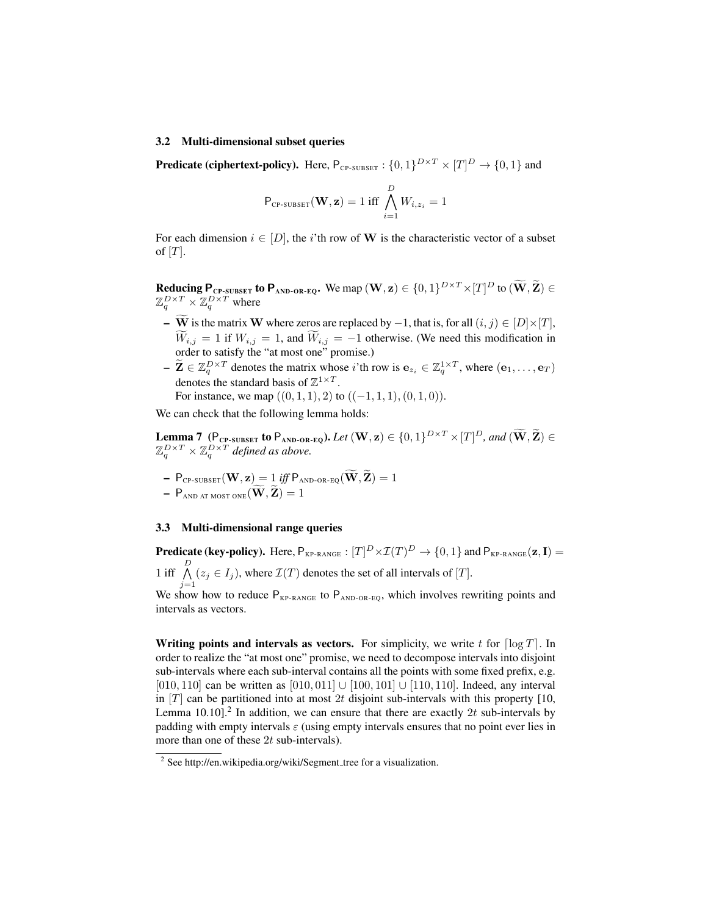### 3.2 Multi-dimensional subset queries

**Predicate (ciphertext-policy).** Here, $\mathsf{P}_{\text{CP-SUBSET}} : \{0,1\}^{D \times T} \times [T]^D \to \{0,1\}$ and

$$\mathsf{P}_{\text{CP-SUBSET}}(\mathbf{W}, \mathbf{z}) = 1 \text{ iff } \bigwedge_{i=1}^{D} W_{i,z_i} = 1$$

For each dimension $i \in [D]$, the $i$'th row of $\mathbf{W}$ is the characteristic vector of a subset of $[T]$.

**Reducing $\mathsf{P}_{\text{CP-SUBSET}}$ to $\mathsf{P}_{\text{AND-OR-EQ}}$.** We map $(\mathbf{W}, \mathbf{z}) \in \{0,1\}^{D \times T} \times [T]^D$ to $(\widetilde{\mathbf{W}}, \widetilde{\mathbf{Z}}) \in \mathbb{Z}_q^{D \times T} \times \mathbb{Z}_q^{D \times T}$ where

- $\widetilde{\mathbf{W}}$ is the matrix $\mathbf{W}$ where zeros are replaced by $-1$, that is, for all $(i,j) \in [D] \times [T]$, $\widetilde{W}_{i,j} = 1$ if $W_{i,j} = 1$, and $\widetilde{W}_{i,j} = -1$ otherwise. (We need this modification in order to satisfy the "at most one" promise.)
- $\widetilde{\mathbf{Z}} \in \mathbb{Z}_q^{D \times T}$ denotes the matrix whose $i$'th row is $\mathbf{e}_{z_i} \in \mathbb{Z}_q^{1 \times T}$, where $(\mathbf{e}_1, \ldots, \mathbf{e}_T)$ denotes the standard basis of $\mathbb{Z}^{1 \times T}$.
  For instance, we map $((0,1,1), 2)$ to $((-1,1,1), (0,1,0))$.

We can check that the following lemma holds:

**Lemma 7** **($\mathsf{P}_{\text{CP-SUBSET}}$ to $\mathsf{P}_{\text{AND-OR-EQ}}$).** *Let $(\mathbf{W}, \mathbf{z}) \in \{0,1\}^{D \times T} \times [T]^D$, and $(\widetilde{\mathbf{W}}, \widetilde{\mathbf{Z}}) \in \mathbb{Z}_q^{D \times T} \times \mathbb{Z}_q^{D \times T}$ defined as above.*

- $\mathsf{P}_{\text{CP-SUBSET}}(\mathbf{W}, \mathbf{z}) = 1$ *iff* $\mathsf{P}_{\text{AND-OR-EQ}}(\widetilde{\mathbf{W}}, \widetilde{\mathbf{Z}}) = 1$
- $\mathsf{P}_{\text{AND AT MOST ONE}}(\widetilde{\mathbf{W}}, \widetilde{\mathbf{Z}}) = 1$

### 3.3 Multi-dimensional range queries

**Predicate (key-policy).** Here, $\mathsf{P}_{\text{KP-RANGE}} : [T]^D \times \mathcal{I}(T)^D \to \{0,1\}$ and $\mathsf{P}_{\text{KP-RANGE}}(\mathbf{z}, \mathbf{I}) = 1$ iff $\bigwedge_{j=1}^{D} (z_j \in I_j)$, where $\mathcal{I}(T)$ denotes the set of all intervals of $[T]$.

We show how to reduce $\mathsf{P}_{\text{KP-RANGE}}$ to $\mathsf{P}_{\text{AND-OR-EQ}}$, which involves rewriting points and intervals as vectors.

**Writing points and intervals as vectors.** For simplicity, we write $t$ for $\lceil \log T \rceil$. In order to realize the "at most one" promise, we need to decompose intervals into disjoint sub-intervals where each sub-interval contains all the points with some fixed prefix, e.g. $[010, 110]$ can be written as $[010, 011] \cup [100, 101] \cup [110, 110]$. Indeed, any interval in $[T]$ can be partitioned into at most $2t$ disjoint sub-intervals with this property [10, Lemma 10.10].[2] In addition, we can ensure that there are exactly $2t$ sub-intervals by padding with empty intervals $\varepsilon$ (using empty intervals ensures that no point ever lies in more than one of these $2t$ sub-intervals).

[2] See http://en.wikipedia.org/wiki/Segment_tree for a visualization.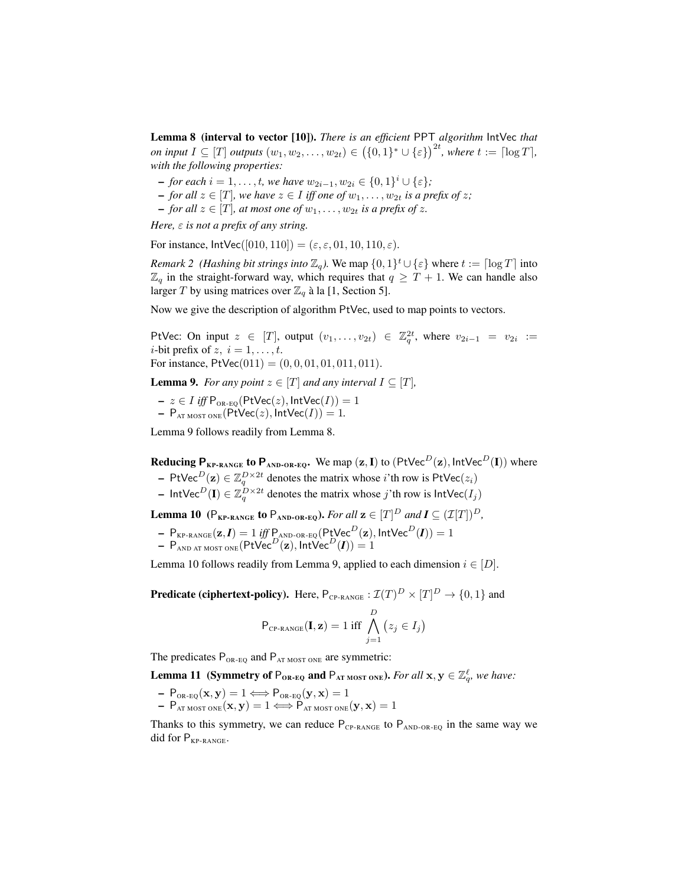**Lemma 8 (interval to vector [10]).** *There is an efficient* PPT *algorithm* IntVec *that on input $I \subseteq [T]$ outputs $(w_1, w_2, \ldots, w_{2t}) \in \big(\{0,1\}^* \cup \{\varepsilon\}\big)^{2t}$, where $t := \lceil \log T \rceil$, with the following properties:*

- *for each $i = 1, \ldots, t$, we have $w_{2i-1}, w_{2i} \in \{0,1\}^i \cup \{\varepsilon\}$;*
- *for all $z \in [T]$, we have $z \in I$ iff one of $w_1, \ldots, w_{2t}$ is a prefix of $z$;*
- *for all $z \in [T]$, at most one of $w_1, \ldots, w_{2t}$ is a prefix of $z$.*

*Here, $\varepsilon$ is not a prefix of any string.*

For instance, $\mathsf{IntVec}([010, 110]) = (\varepsilon, \varepsilon, 01, 10, 110, \varepsilon)$.

*Remark 2 (Hashing bit strings into $\mathbb{Z}_q$).* We map $\{0,1\}^t \cup \{\varepsilon\}$ where $t := \lceil \log T \rceil$ into $\mathbb{Z}_q$ in the straight-forward way, which requires that $q \geq T + 1$. We can handle also larger $T$ by using matrices over $\mathbb{Z}_q$ à la [1, Section 5].

Now we give the description of algorithm PtVec, used to map points to vectors.

PtVec: On input $z \in [T]$, output $(v_1, \ldots, v_{2t}) \in \mathbb{Z}_q^{2t}$, where $v_{2i-1} = v_{2i} :=$ $i$-bit prefix of $z$, $i = 1, \ldots, t$.
For instance, $\mathsf{PtVec}(011) = (0, 0, 01, 01, 011, 011)$.

**Lemma 9.** *For any point $z \in [T]$ and any interval $I \subseteq [T]$,*

- *$z \in I$ iff $\mathsf{P}_{\text{OR-EQ}}(\mathsf{PtVec}(z), \mathsf{IntVec}(I)) = 1$*
- *$\mathsf{P}_{\text{AT MOST ONE}}(\mathsf{PtVec}(z), \mathsf{IntVec}(I)) = 1$.*

Lemma 9 follows readily from Lemma 8.

**Reducing $\mathsf{P}_{\text{KP-RANGE}}$ to $\mathsf{P}_{\text{AND-OR-EQ}}$.** We map $(\mathbf{z}, \mathbf{I})$ to $(\mathsf{PtVec}^D(\mathbf{z}), \mathsf{IntVec}^D(\mathbf{I}))$ where

- $\mathsf{PtVec}^D(\mathbf{z}) \in \mathbb{Z}_q^{D \times 2t}$ denotes the matrix whose $i$'th row is $\mathsf{PtVec}(z_i)$
- $\mathsf{IntVec}^D(\mathbf{I}) \in \mathbb{Z}_q^{D \times 2t}$ denotes the matrix whose $j$'th row is $\mathsf{IntVec}(I_j)$

**Lemma 10 ($\mathsf{P}_{\text{KP-RANGE}}$ to $\mathsf{P}_{\text{AND-OR-EQ}}$).** *For all $\mathbf{z} \in [T]^D$ and $\boldsymbol{I} \subseteq (\mathcal{I}[T])^D$,*

- *$\mathsf{P}_{\text{KP-RANGE}}(\mathbf{z}, \boldsymbol{I}) = 1$ iff $\mathsf{P}_{\text{AND-OR-EQ}}(\mathsf{PtVec}^D(\mathbf{z}), \mathsf{IntVec}^D(\boldsymbol{I})) = 1$*
- *$\mathsf{P}_{\text{AND AT MOST ONE}}(\mathsf{PtVec}^D(\mathbf{z}), \mathsf{IntVec}^D(\boldsymbol{I})) = 1$*

Lemma 10 follows readily from Lemma 9, applied to each dimension $i \in [D]$.

**Predicate (ciphertext-policy).** Here, $\mathsf{P}_{\text{CP-RANGE}} : \mathcal{I}(T)^D \times [T]^D \to \{0,1\}$ and

$$\mathsf{P}_{\text{CP-RANGE}}(\mathbf{I}, \mathbf{z}) = 1 \text{ iff } \bigwedge_{j=1}^{D} \big(z_j \in I_j\big)$$

The predicates $\mathsf{P}_{\text{OR-EQ}}$ and $\mathsf{P}_{\text{AT MOST ONE}}$ are symmetric:

**Lemma 11 (Symmetry of $\mathsf{P}_{\text{OR-EQ}}$ and $\mathsf{P}_{\text{AT MOST ONE}}$).** *For all $\mathbf{x}, \mathbf{y} \in \mathbb{Z}_q^\ell$, we have:*

- *$\mathsf{P}_{\text{OR-EQ}}(\mathbf{x}, \mathbf{y}) = 1 \Longleftrightarrow \mathsf{P}_{\text{OR-EQ}}(\mathbf{y}, \mathbf{x}) = 1$*
- *$\mathsf{P}_{\text{AT MOST ONE}}(\mathbf{x}, \mathbf{y}) = 1 \Longleftrightarrow \mathsf{P}_{\text{AT MOST ONE}}(\mathbf{y}, \mathbf{x}) = 1$*

Thanks to this symmetry, we can reduce $\mathsf{P}_{\text{CP-RANGE}}$ to $\mathsf{P}_{\text{AND-OR-EQ}}$ in the same way we did for $\mathsf{P}_{\text{KP-RANGE}}$.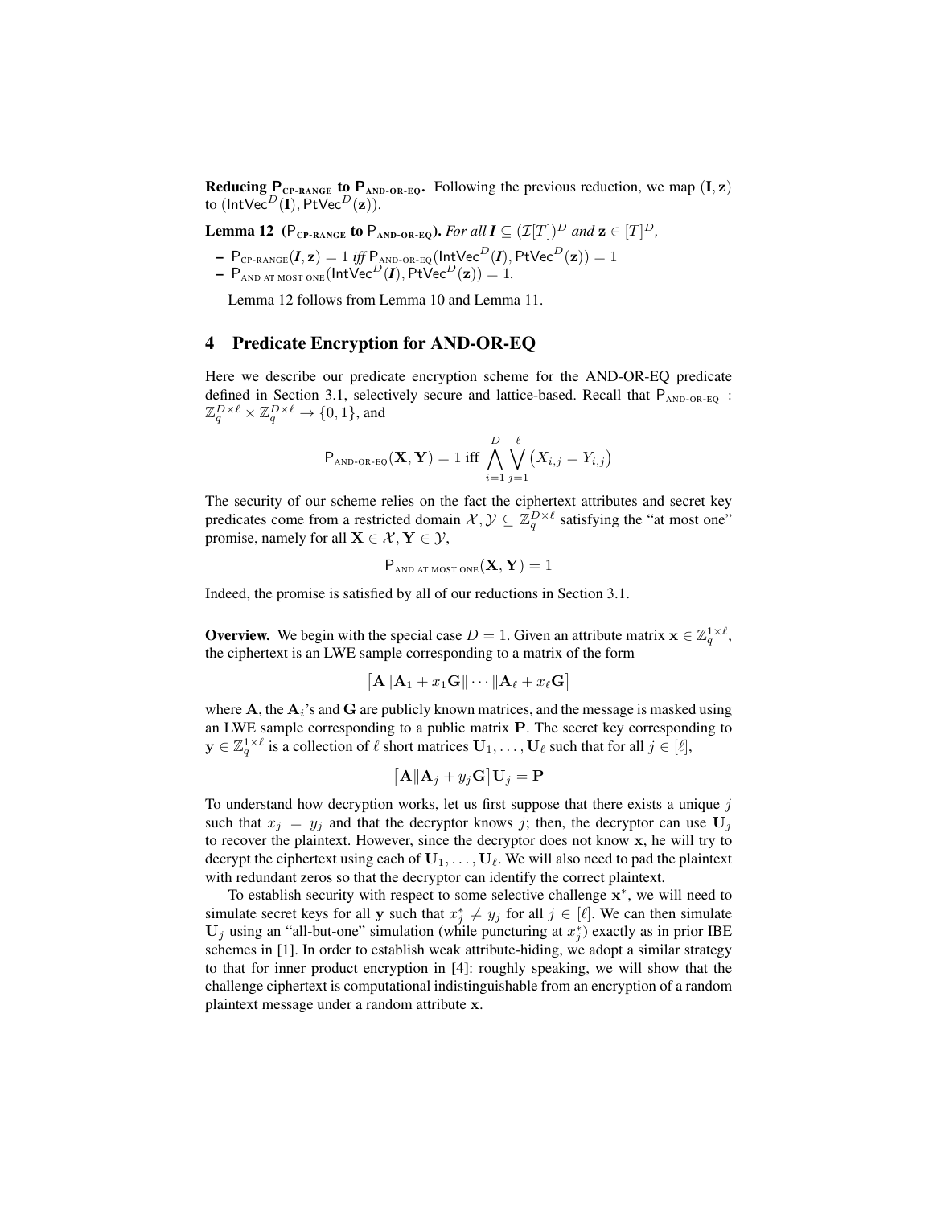**Reducing $\mathsf{P}_{\text{CP-RANGE}}$ to $\mathsf{P}_{\text{AND-OR-EQ}}$.** Following the previous reduction, we map $(\mathbf{I}, \mathbf{z})$ to $(\mathsf{IntVec}^D(\mathbf{I}), \mathsf{PtVec}^D(\mathbf{z}))$.

**Lemma 12** **($\mathsf{P}_{\text{CP-RANGE}}$ to $\mathsf{P}_{\text{AND-OR-EQ}}$).** *For all $\boldsymbol{I} \subseteq (\mathcal{I}[T])^D$ and $\mathbf{z} \in [T]^D$,*

- $\mathsf{P}_{\text{CP-RANGE}}(\boldsymbol{I}, \mathbf{z}) = 1$ *iff* $\mathsf{P}_{\text{AND-OR-EQ}}(\mathsf{IntVec}^D(\boldsymbol{I}), \mathsf{PtVec}^D(\mathbf{z})) = 1$
- $\mathsf{P}_{\text{AND AT MOST ONE}}(\mathsf{IntVec}^D(\boldsymbol{I}), \mathsf{PtVec}^D(\mathbf{z})) = 1.$

Lemma 12 follows from Lemma 10 and Lemma 11.

## 4 Predicate Encryption for AND-OR-EQ

Here we describe our predicate encryption scheme for the AND-OR-EQ predicate defined in Section 3.1, selectively secure and lattice-based. Recall that $\mathsf{P}_{\text{AND-OR-EQ}} : \mathbb{Z}_q^{D\times\ell} \times \mathbb{Z}_q^{D\times\ell} \to \{0,1\}$, and

$$\mathsf{P}_{\text{AND-OR-EQ}}(\mathbf{X}, \mathbf{Y}) = 1 \text{ iff } \bigwedge_{i=1}^{D} \bigvee_{j=1}^{\ell} \big(X_{i,j} = Y_{i,j}\big)$$

The security of our scheme relies on the fact the ciphertext attributes and secret key predicates come from a restricted domain $\mathcal{X}, \mathcal{Y} \subseteq \mathbb{Z}_q^{D\times\ell}$ satisfying the "at most one" promise, namely for all $\mathbf{X} \in \mathcal{X}, \mathbf{Y} \in \mathcal{Y}$,

$$\mathsf{P}_{\text{AND AT MOST ONE}}(\mathbf{X}, \mathbf{Y}) = 1$$

Indeed, the promise is satisfied by all of our reductions in Section 3.1.

**Overview.** We begin with the special case $D = 1$. Given an attribute matrix $\mathbf{x} \in \mathbb{Z}_q^{1\times\ell}$, the ciphertext is an LWE sample corresponding to a matrix of the form

$$\big[\mathbf{A} \| \mathbf{A}_1 + x_1\mathbf{G} \| \cdots \| \mathbf{A}_\ell + x_\ell \mathbf{G}\big]$$

where $\mathbf{A}$, the $\mathbf{A}_i$'s and $\mathbf{G}$ are publicly known matrices, and the message is masked using an LWE sample corresponding to a public matrix $\mathbf{P}$. The secret key corresponding to $\mathbf{y} \in \mathbb{Z}_q^{1\times\ell}$ is a collection of $\ell$ short matrices $\mathbf{U}_1, \ldots, \mathbf{U}_\ell$ such that for all $j \in [\ell]$,

$$\big[\mathbf{A} \| \mathbf{A}_j + y_j\mathbf{G}\big]\mathbf{U}_j = \mathbf{P}$$

To understand how decryption works, let us first suppose that there exists a unique $j$ such that $x_j = y_j$ and that the decryptor knows $j$; then, the decryptor can use $\mathbf{U}_j$ to recover the plaintext. However, since the decryptor does not know $\mathbf{x}$, he will try to decrypt the ciphertext using each of $\mathbf{U}_1, \ldots, \mathbf{U}_\ell$. We will also need to pad the plaintext with redundant zeros so that the decryptor can identify the correct plaintext.

To establish security with respect to some selective challenge $\mathbf{x}^*$, we will need to simulate secret keys for all $\mathbf{y}$ such that $x_j^* \neq y_j$ for all $j \in [\ell]$. We can then simulate $\mathbf{U}_j$ using an "all-but-one" simulation (while puncturing at $x_j^*$) exactly as in prior IBE schemes in [1]. In order to establish weak attribute-hiding, we adopt a similar strategy to that for inner product encryption in [4]: roughly speaking, we will show that the challenge ciphertext is computational indistinguishable from an encryption of a random plaintext message under a random attribute $\mathbf{x}$.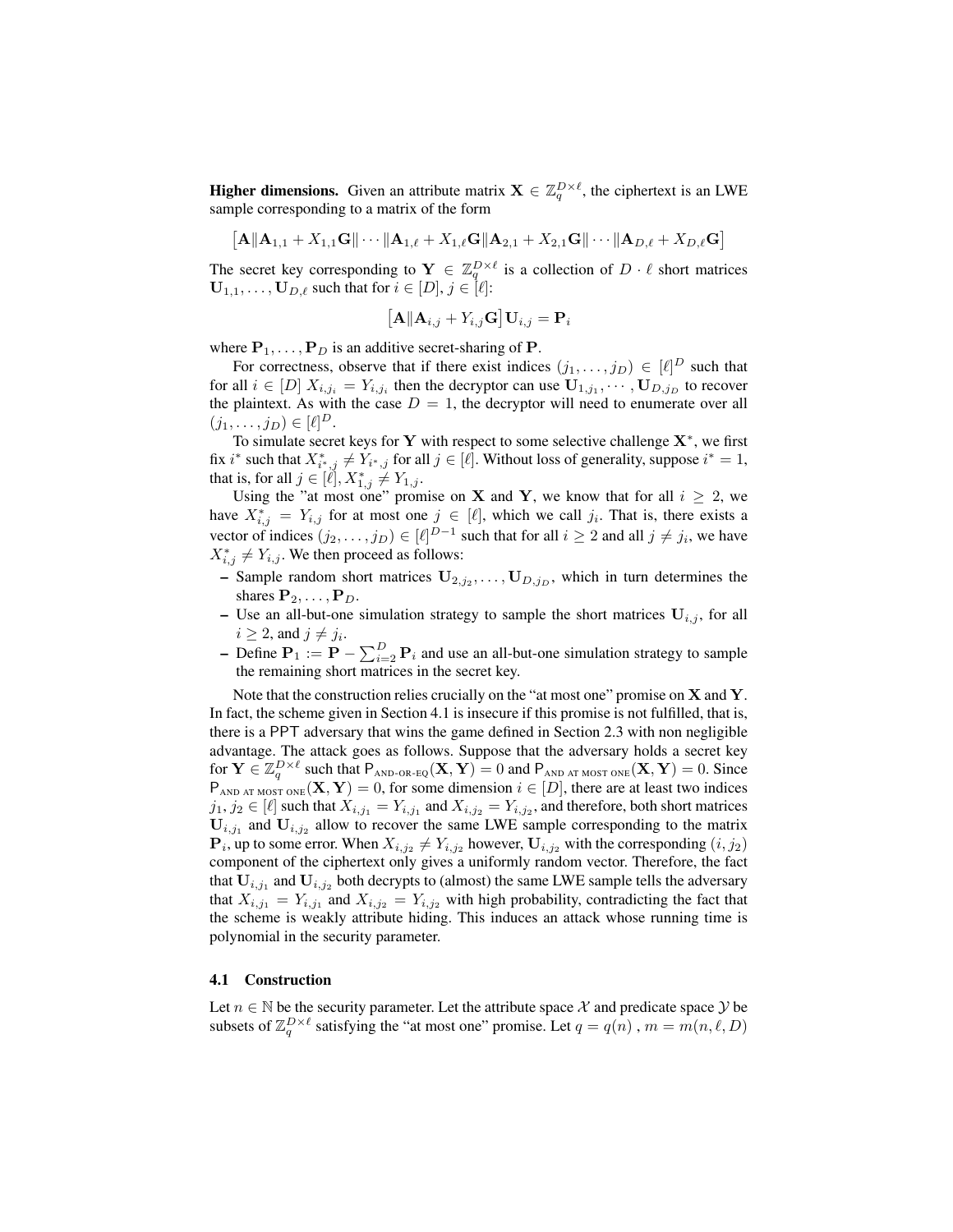**Higher dimensions.** Given an attribute matrix $\mathbf{X} \in \mathbb{Z}_q^{D\times\ell}$, the ciphertext is an LWE sample corresponding to a matrix of the form

$$\left[\mathbf{A}\|\mathbf{A}_{1,1} + X_{1,1}\mathbf{G}\| \cdots \|\mathbf{A}_{1,\ell} + X_{1,\ell}\mathbf{G}\|\mathbf{A}_{2,1} + X_{2,1}\mathbf{G}\| \cdots \|\mathbf{A}_{D,\ell} + X_{D,\ell}\mathbf{G}\right]$$

The secret key corresponding to $\mathbf{Y} \in \mathbb{Z}_q^{D\times\ell}$ is a collection of $D \cdot \ell$ short matrices $\mathbf{U}_{1,1}, \ldots, \mathbf{U}_{D,\ell}$ such that for $i \in [D]$, $j \in [\ell]$:

$$\left[\mathbf{A}\|\mathbf{A}_{i,j} + Y_{i,j}\mathbf{G}\right]\mathbf{U}_{i,j} = \mathbf{P}_i$$

where $\mathbf{P}_1, \ldots, \mathbf{P}_D$ is an additive secret-sharing of $\mathbf{P}$.

For correctness, observe that if there exist indices $(j_1, \ldots, j_D) \in [\ell]^D$ such that for all $i \in [D]$ $X_{i,j_i} = Y_{i,j_i}$ then the decryptor can use $\mathbf{U}_{1,j_1}, \cdots, \mathbf{U}_{D,j_D}$ to recover the plaintext. As with the case $D = 1$, the decryptor will need to enumerate over all $(j_1, \ldots, j_D) \in [\ell]^D$.

To simulate secret keys for $\mathbf{Y}$ with respect to some selective challenge $\mathbf{X}^*$, we first fix $i^*$ such that $X^*_{i^*,j} \neq Y_{i^*,j}$ for all $j \in [\ell]$. Without loss of generality, suppose $i^* = 1$, that is, for all $j \in [\ell]$, $X^*_{1,j} \neq Y_{1,j}$.

Using the "at most one" promise on $\mathbf{X}$ and $\mathbf{Y}$, we know that for all $i \geq 2$, we have $X^*_{i,j} = Y_{i,j}$ for at most one $j \in [\ell]$, which we call $j_i$. That is, there exists a vector of indices $(j_2, \ldots, j_D) \in [\ell]^{D-1}$ such that for all $i \geq 2$ and all $j \neq j_i$, we have $X^*_{i,j} \neq Y_{i,j}$. We then proceed as follows:

- Sample random short matrices $\mathbf{U}_{2,j_2}, \ldots, \mathbf{U}_{D,j_D}$, which in turn determines the shares $\mathbf{P}_2, \ldots, \mathbf{P}_D$.
- Use an all-but-one simulation strategy to sample the short matrices $\mathbf{U}_{i,j}$, for all $i \geq 2$, and $j \neq j_i$.
- Define $\mathbf{P}_1 := \mathbf{P} - \sum_{i=2}^{D} \mathbf{P}_i$ and use an all-but-one simulation strategy to sample the remaining short matrices in the secret key.

Note that the construction relies crucially on the "at most one" promise on $\mathbf{X}$ and $\mathbf{Y}$. In fact, the scheme given in Section 4.1 is insecure if this promise is not fulfilled, that is, there is a PPT adversary that wins the game defined in Section 2.3 with non negligible advantage. The attack goes as follows. Suppose that the adversary holds a secret key for $\mathbf{Y} \in \mathbb{Z}_q^{D\times\ell}$ such that $\mathsf{P}_{\text{AND-OR-EQ}}(\mathbf{X}, \mathbf{Y}) = 0$ and $\mathsf{P}_{\text{AND AT MOST ONE}}(\mathbf{X}, \mathbf{Y}) = 0$. Since $\mathsf{P}_{\text{AND AT MOST ONE}}(\mathbf{X}, \mathbf{Y}) = 0$, for some dimension $i \in [D]$, there are at least two indices $j_1, j_2 \in [\ell]$ such that $X_{i,j_1} = Y_{i,j_1}$ and $X_{i,j_2} = Y_{i,j_2}$, and therefore, both short matrices $\mathbf{U}_{i,j_1}$ and $\mathbf{U}_{i,j_2}$ allow to recover the same LWE sample corresponding to the matrix $\mathbf{P}_i$, up to some error. When $X_{i,j_2} \neq Y_{i,j_2}$ however, $\mathbf{U}_{i,j_2}$ with the corresponding $(i, j_2)$ component of the ciphertext only gives a uniformly random vector. Therefore, the fact that $\mathbf{U}_{i,j_1}$ and $\mathbf{U}_{i,j_2}$ both decrypts to (almost) the same LWE sample tells the adversary that $X_{i,j_1} = Y_{i,j_1}$ and $X_{i,j_2} = Y_{i,j_2}$ with high probability, contradicting the fact that the scheme is weakly attribute hiding. This induces an attack whose running time is polynomial in the security parameter.

### 4.1 Construction

Let $n \in \mathbb{N}$ be the security parameter. Let the attribute space $\mathcal{X}$ and predicate space $\mathcal{Y}$ be subsets of $\mathbb{Z}_q^{D\times\ell}$ satisfying the "at most one" promise. Let $q = q(n)$ , $m = m(n, \ell, D)$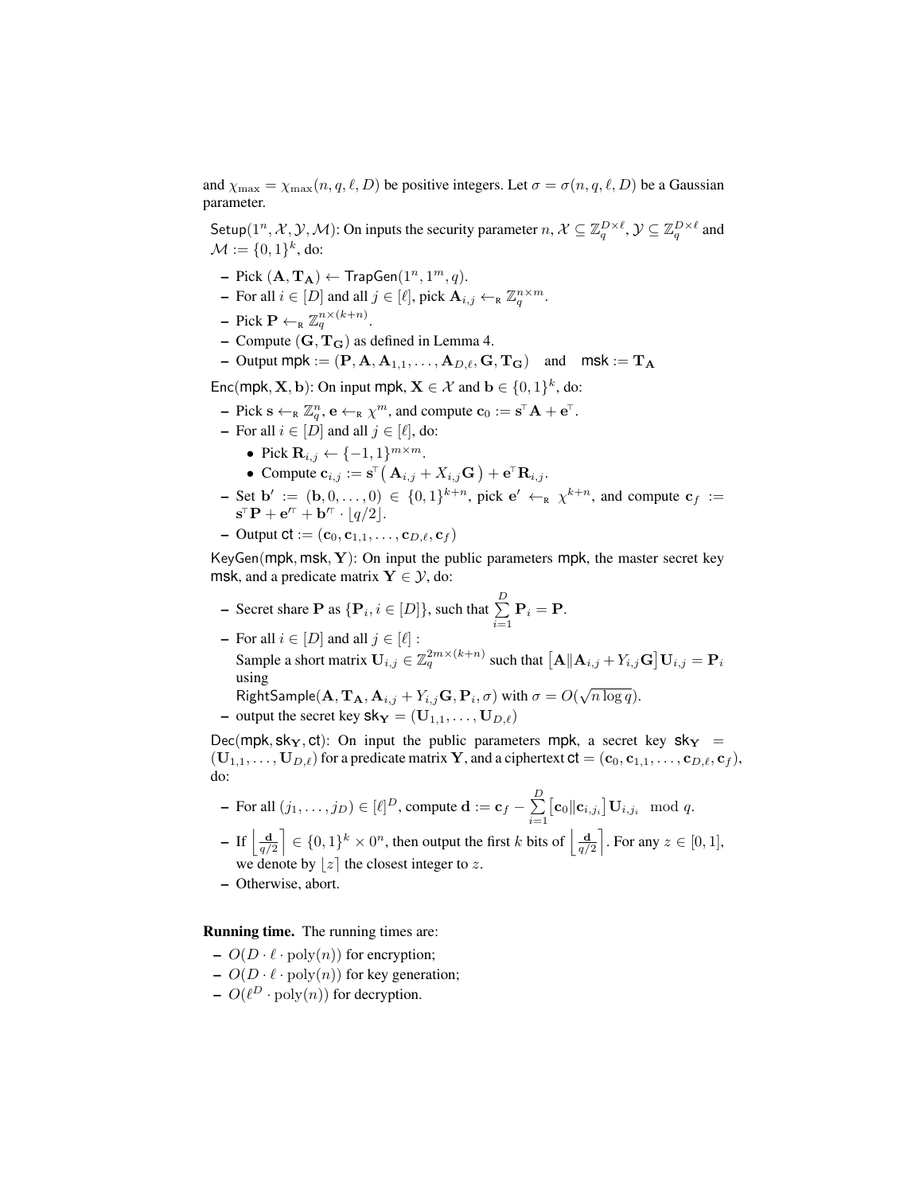and $\chi_{\max} = \chi_{\max}(n, q, \ell, D)$ be positive integers. Let $\sigma = \sigma(n, q, \ell, D)$ be a Gaussian parameter.

$\mathsf{Setup}(1^n, \mathcal{X}, \mathcal{Y}, \mathcal{M})$: On inputs the security parameter $n$, $\mathcal{X} \subseteq \mathbb{Z}_q^{D \times \ell}$, $\mathcal{Y} \subseteq \mathbb{Z}_q^{D \times \ell}$ and $\mathcal{M} := \{0,1\}^k$, do:

- Pick $(\mathbf{A}, \mathbf{T_A}) \leftarrow \mathsf{TrapGen}(1^n, 1^m, q)$.
- For all $i \in [D]$ and all $j \in [\ell]$, pick $\mathbf{A}_{i,j} \leftarrow_{\mathrm{R}} \mathbb{Z}_q^{n \times m}$.
- Pick $\mathbf{P} \leftarrow_{\mathrm{R}} \mathbb{Z}_q^{n \times (k+n)}$.
- Compute $(\mathbf{G}, \mathbf{T_G})$ as defined in Lemma 4.
- Output $\mathsf{mpk} := (\mathbf{P}, \mathbf{A}, \mathbf{A}_{1,1}, \ldots, \mathbf{A}_{D,\ell}, \mathbf{G}, \mathbf{T_G})$ and $\mathsf{msk} := \mathbf{T_A}$

$\mathsf{Enc}(\mathsf{mpk}, \mathbf{X}, \mathbf{b})$: On input $\mathsf{mpk}$, $\mathbf{X} \in \mathcal{X}$ and $\mathbf{b} \in \{0,1\}^k$, do:

- Pick $\mathbf{s} \leftarrow_{\mathrm{R}} \mathbb{Z}_q^n$, $\mathbf{e} \leftarrow_{\mathrm{R}} \chi^m$, and compute $\mathbf{c}_0 := \mathbf{s}^\top \mathbf{A} + \mathbf{e}^\top$.
- For all $i \in [D]$ and all $j \in [\ell]$, do:
  - Pick $\mathbf{R}_{i,j} \leftarrow \{-1, 1\}^{m \times m}$.
  - Compute $\mathbf{c}_{i,j} := \mathbf{s}^\top \big( \mathbf{A}_{i,j} + X_{i,j} \mathbf{G} \big) + \mathbf{e}^\top \mathbf{R}_{i,j}$.
- Set $\mathbf{b}' := (\mathbf{b}, 0, \ldots, 0) \in \{0,1\}^{k+n}$, pick $\mathbf{e}' \leftarrow_{\mathrm{R}} \chi^{k+n}$, and compute $\mathbf{c}_f := \mathbf{s}^\top \mathbf{P} + \mathbf{e}'^\top + \mathbf{b}'^\top \cdot \lfloor q/2 \rfloor$.
- Output $\mathsf{ct} := (\mathbf{c}_0, \mathbf{c}_{1,1}, \ldots, \mathbf{c}_{D,\ell}, \mathbf{c}_f)$

$\mathsf{KeyGen}(\mathsf{mpk}, \mathsf{msk}, \mathbf{Y})$: On input the public parameters $\mathsf{mpk}$, the master secret key $\mathsf{msk}$, and a predicate matrix $\mathbf{Y} \in \mathcal{Y}$, do:

- Secret share $\mathbf{P}$ as $\{\mathbf{P}_i, i \in [D]\}$, such that $\sum_{i=1}^{D} \mathbf{P}_i = \mathbf{P}$.
- For all $i \in [D]$ and all $j \in [\ell]$ :
  Sample a short matrix $\mathbf{U}_{i,j} \in \mathbb{Z}_q^{2m \times (k+n)}$ such that $\big[\mathbf{A} \| \mathbf{A}_{i,j} + Y_{i,j} \mathbf{G}\big] \mathbf{U}_{i,j} = \mathbf{P}_i$ using
  $\mathsf{RightSample}(\mathbf{A}, \mathbf{T_A}, \mathbf{A}_{i,j} + Y_{i,j} \mathbf{G}, \mathbf{P}_i, \sigma)$ with $\sigma = O(\sqrt{n \log q})$.
- output the secret key $\mathsf{sk}_\mathbf{Y} = (\mathbf{U}_{1,1}, \ldots, \mathbf{U}_{D,\ell})$

$\mathsf{Dec}(\mathsf{mpk}, \mathsf{sk}_\mathbf{Y}, \mathsf{ct})$: On input the public parameters $\mathsf{mpk}$, a secret key $\mathsf{sk}_\mathbf{Y} = (\mathbf{U}_{1,1}, \ldots, \mathbf{U}_{D,\ell})$ for a predicate matrix $\mathbf{Y}$, and a ciphertext $\mathsf{ct} = (\mathbf{c}_0, \mathbf{c}_{1,1}, \ldots, \mathbf{c}_{D,\ell}, \mathbf{c}_f)$, do:

- For all $(j_1, \ldots, j_D) \in [\ell]^D$, compute $\mathbf{d} := \mathbf{c}_f - \sum_{i=1}^{D} \big[\mathbf{c}_0 \| \mathbf{c}_{i,j_i}\big] \mathbf{U}_{i,j_i} \mod q$.
- If $\left\lfloor \frac{\mathbf{d}}{q/2} \right\rceil \in \{0,1\}^k \times 0^n$, then output the first $k$ bits of $\left\lfloor \frac{\mathbf{d}}{q/2} \right\rceil$. For any $z \in [0,1]$, we denote by $\lfloor z \rceil$ the closest integer to $z$.
- Otherwise, abort.

**Running time.** The running times are:

- $O(D \cdot \ell \cdot \mathrm{poly}(n))$ for encryption;
- $O(D \cdot \ell \cdot \mathrm{poly}(n))$ for key generation;
- $O(\ell^D \cdot \mathrm{poly}(n))$ for decryption.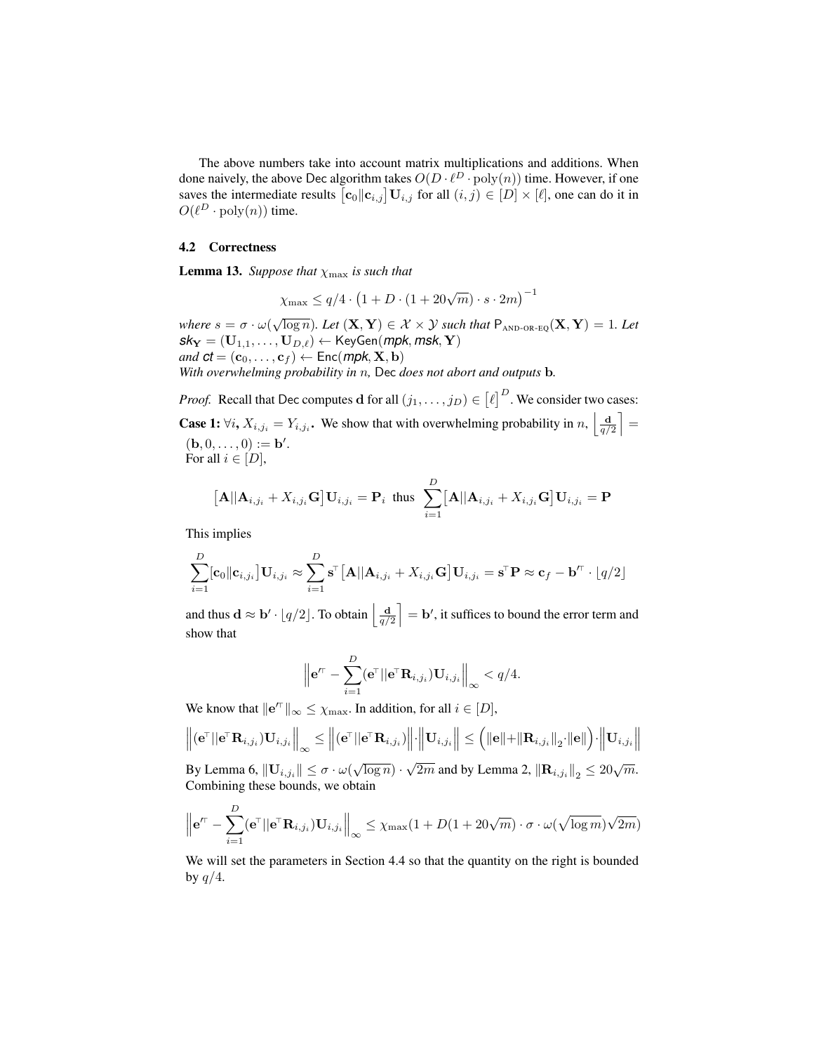The above numbers take into account matrix multiplications and additions. When done naively, the above Dec algorithm takes $O(D \cdot \ell^D \cdot \text{poly}(n))$ time. However, if one saves the intermediate results $\left[\mathbf{c}_0 \| \mathbf{c}_{i,j}\right] \mathbf{U}_{i,j}$ for all $(i,j) \in [D] \times [\ell]$, one can do it in $O(\ell^D \cdot \text{poly}(n))$ time.

### 4.2 Correctness

**Lemma 13.** *Suppose that $\chi_{\max}$ is such that*

$$\chi_{\max} \leq q/4 \cdot \left(1 + D \cdot (1 + 20\sqrt{m}) \cdot s \cdot 2m\right)^{-1}$$

*where $s = \sigma \cdot \omega(\sqrt{\log n})$. Let $(\mathbf{X}, \mathbf{Y}) \in \mathcal{X} \times \mathcal{Y}$ such that $\mathsf{P}_{\text{AND-OR-EQ}}(\mathbf{X}, \mathbf{Y}) = 1$. Let $\mathit{sk}_{\mathbf{Y}} = (\mathbf{U}_{1,1}, \ldots, \mathbf{U}_{D,\ell}) \leftarrow \mathsf{KeyGen}(\mathit{mpk}, \mathit{msk}, \mathbf{Y})$ and $\mathit{ct} = (\mathbf{c}_0, \ldots, \mathbf{c}_f) \leftarrow \mathsf{Enc}(\mathit{mpk}, \mathbf{X}, \mathbf{b})$*
*With overwhelming probability in $n$,* Dec *does not abort and outputs* $\mathbf{b}$.

*Proof.* Recall that Dec computes $\mathbf{d}$ for all $(j_1, \ldots, j_D) \in [\ell]^D$. We consider two cases:

**Case 1: $\forall i$, $X_{i,j_i} = Y_{i,j_i}$.** We show that with overwhelming probability in $n$, $\left\lfloor \frac{\mathbf{d}}{q/2} \right\rceil = (\mathbf{b}, 0, \ldots, 0) := \mathbf{b}'$.
For all $i \in [D]$,

$$\left[\mathbf{A} \| \mathbf{A}_{i,j_i} + X_{i,j_i}\mathbf{G}\right] \mathbf{U}_{i,j_i} = \mathbf{P}_i \;\text{ thus }\; \sum_{i=1}^{D} \left[\mathbf{A} \| \mathbf{A}_{i,j_i} + X_{i,j_i}\mathbf{G}\right] \mathbf{U}_{i,j_i} = \mathbf{P}$$

This implies

$$\sum_{i=1}^{D} [\mathbf{c}_0 \| \mathbf{c}_{i,j_i}] \mathbf{U}_{i,j_i} \approx \sum_{i=1}^{D} \mathbf{s}^\top \left[\mathbf{A} \| \mathbf{A}_{i,j_i} + X_{i,j_i}\mathbf{G}\right] \mathbf{U}_{i,j_i} = \mathbf{s}^\top \mathbf{P} \approx \mathbf{c}_f - \mathbf{b}'^\top \cdot \lfloor q/2 \rfloor$$

and thus $\mathbf{d} \approx \mathbf{b}' \cdot \lfloor q/2 \rfloor$. To obtain $\left\lfloor \frac{\mathbf{d}}{q/2} \right\rceil = \mathbf{b}'$, it suffices to bound the error term and show that

$$\left\| \mathbf{e}'^\top - \sum_{i=1}^{D} (\mathbf{e}^\top \| \mathbf{e}^\top \mathbf{R}_{i,j_i}) \mathbf{U}_{i,j_i} \right\|_\infty < q/4.$$

We know that $\|\mathbf{e}'^\top\|_\infty \leq \chi_{\max}$. In addition, for all $i \in [D]$,

$$\left\| (\mathbf{e}^\top \| \mathbf{e}^\top \mathbf{R}_{i,j_i}) \mathbf{U}_{i,j_i} \right\|_\infty \leq \left\| (\mathbf{e}^\top \| \mathbf{e}^\top \mathbf{R}_{i,j_i}) \right\| \cdot \left\| \mathbf{U}_{i,j_i} \right\| \leq \left( \|\mathbf{e}\| + \|\mathbf{R}_{i,j_i}\|_2 \cdot \|\mathbf{e}\| \right) \cdot \left\| \mathbf{U}_{i,j_i} \right\|$$

By Lemma 6, $\|\mathbf{U}_{i,j_i}\| \leq \sigma \cdot \omega(\sqrt{\log n}) \cdot \sqrt{2m}$ and by Lemma 2, $\|\mathbf{R}_{i,j_i}\|_2 \leq 20\sqrt{m}$. Combining these bounds, we obtain

$$\left\| \mathbf{e}'^\top - \sum_{i=1}^{D} (\mathbf{e}^\top \| \mathbf{e}^\top \mathbf{R}_{i,j_i}) \mathbf{U}_{i,j_i} \right\|_\infty \leq \chi_{\max}(1 + D(1 + 20\sqrt{m}) \cdot \sigma \cdot \omega(\sqrt{\log m})\sqrt{2m})$$

We will set the parameters in Section 4.4 so that the quantity on the right is bounded by $q/4$.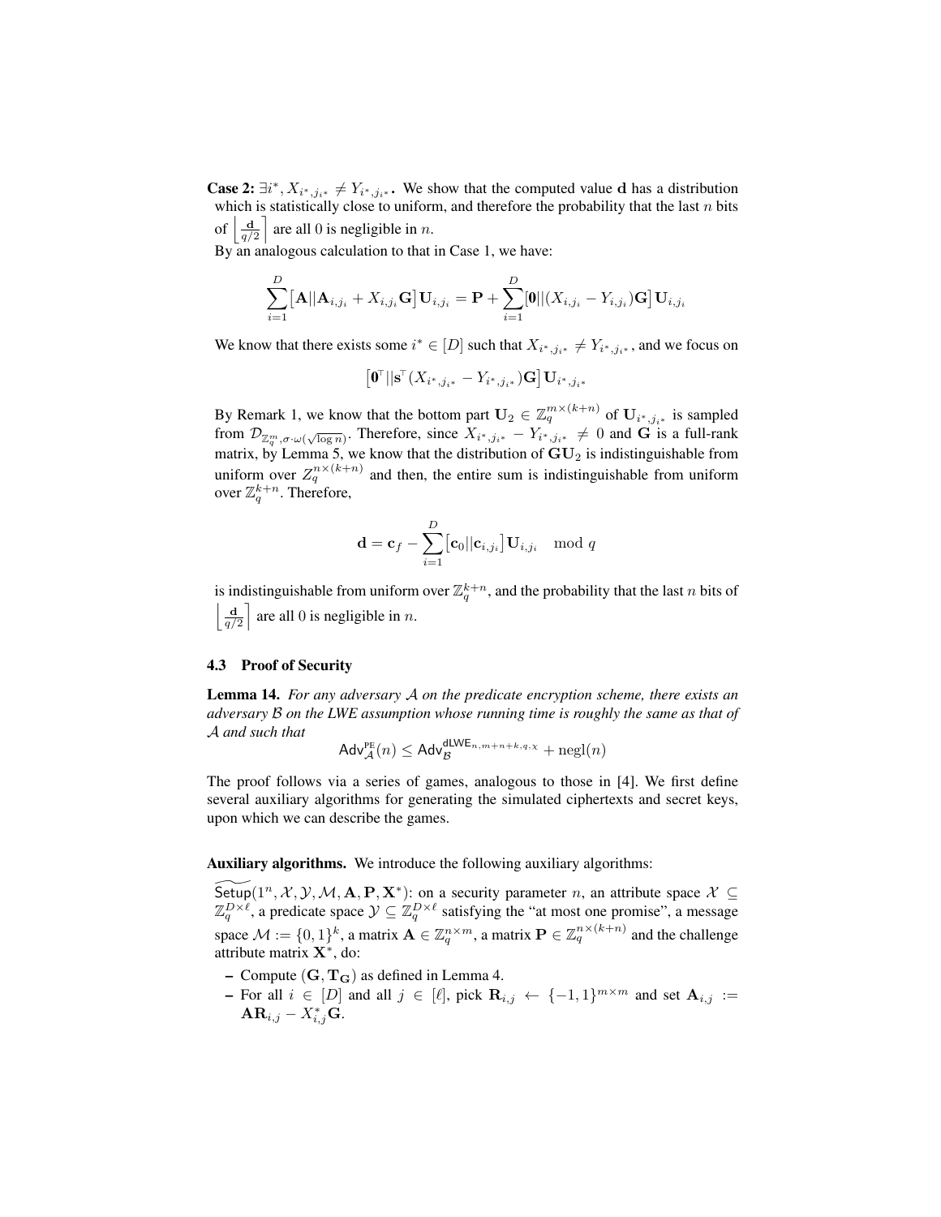**Case 2:** $\exists i^*, X_{i^*,j_{i^*}} \neq Y_{i^*,j_{i^*}}$. We show that the computed value $\mathbf{d}$ has a distribution which is statistically close to uniform, and therefore the probability that the last $n$ bits of $\left\lfloor \frac{\mathbf{d}}{q/2} \right\rceil$ are all 0 is negligible in $n$.

By an analogous calculation to that in Case 1, we have:

$$\sum_{i=1}^{D} \left[\mathbf{A} || \mathbf{A}_{i,j_i} + X_{i,j_i}\mathbf{G}\right] \mathbf{U}_{i,j_i} = \mathbf{P} + \sum_{i=1}^{D} [\mathbf{0} || (X_{i,j_i} - Y_{i,j_i})\mathbf{G}] \mathbf{U}_{i,j_i}$$

We know that there exists some $i^* \in [D]$ such that $X_{i^*,j_{i^*}} \neq Y_{i^*,j_{i^*}}$, and we focus on

$$\left[\mathbf{0}^\top || \mathbf{s}^\top (X_{i^*,j_{i^*}} - Y_{i^*,j_{i^*}})\mathbf{G}\right] \mathbf{U}_{i^*,j_{i^*}}$$

By Remark 1, we know that the bottom part $\mathbf{U}_2 \in \mathbb{Z}_q^{m \times (k+n)}$ of $\mathbf{U}_{i^*,j_{i^*}}$ is sampled from $\mathcal{D}_{\mathbb{Z}_q^m, \sigma \cdot \omega(\sqrt{\log n})}$. Therefore, since $X_{i^*,j_{i^*}} - Y_{i^*,j_{i^*}} \neq 0$ and $\mathbf{G}$ is a full-rank matrix, by Lemma 5, we know that the distribution of $\mathbf{G}\mathbf{U}_2$ is indistinguishable from uniform over $Z_q^{n \times (k+n)}$ and then, the entire sum is indistinguishable from uniform over $\mathbb{Z}_q^{k+n}$. Therefore,

$$\mathbf{d} = \mathbf{c}_f - \sum_{i=1}^{D} \left[\mathbf{c}_0 || \mathbf{c}_{i,j_i}\right] \mathbf{U}_{i,j_i} \mod q$$

is indistinguishable from uniform over $\mathbb{Z}_q^{k+n}$, and the probability that the last $n$ bits of $\left\lfloor \frac{\mathbf{d}}{q/2} \right\rceil$ are all 0 is negligible in $n$.

### 4.3 Proof of Security

**Lemma 14.** *For any adversary $\mathcal{A}$ on the predicate encryption scheme, there exists an adversary $\mathcal{B}$ on the LWE assumption whose running time is roughly the same as that of $\mathcal{A}$ and such that*

$$\mathsf{Adv}_{\mathcal{A}}^{\mathrm{PE}}(n) \leq \mathsf{Adv}_{\mathcal{B}}^{\mathsf{dLWE}_{n,m+n+n+k,q,\chi}} + \mathrm{negl}(n)$$

The proof follows via a series of games, analogous to those in [4]. We first define several auxiliary algorithms for generating the simulated ciphertexts and secret keys, upon which we can describe the games.

**Auxiliary algorithms.** We introduce the following auxiliary algorithms:

$\widetilde{\mathsf{Setup}}(1^n, \mathcal{X}, \mathcal{Y}, \mathcal{M}, \mathbf{A}, \mathbf{P}, \mathbf{X}^*)$: on a security parameter $n$, an attribute space $\mathcal{X} \subseteq \mathbb{Z}_q^{D \times \ell}$, a predicate space $\mathcal{Y} \subseteq \mathbb{Z}_q^{D \times \ell}$ satisfying the "at most one promise", a message space $\mathcal{M} := \{0,1\}^k$, a matrix $\mathbf{A} \in \mathbb{Z}_q^{n \times m}$, a matrix $\mathbf{P} \in \mathbb{Z}_q^{n \times (k+n)}$ and the challenge attribute matrix $\mathbf{X}^*$, do:

- Compute $(\mathbf{G}, \mathbf{T}_{\mathbf{G}})$ as defined in Lemma 4.
- For all $i \in [D]$ and all $j \in [\ell]$, pick $\mathbf{R}_{i,j} \leftarrow \{-1,1\}^{m \times m}$ and set $\mathbf{A}_{i,j} := \mathbf{A}\mathbf{R}_{i,j} - X^*_{i,j}\mathbf{G}$.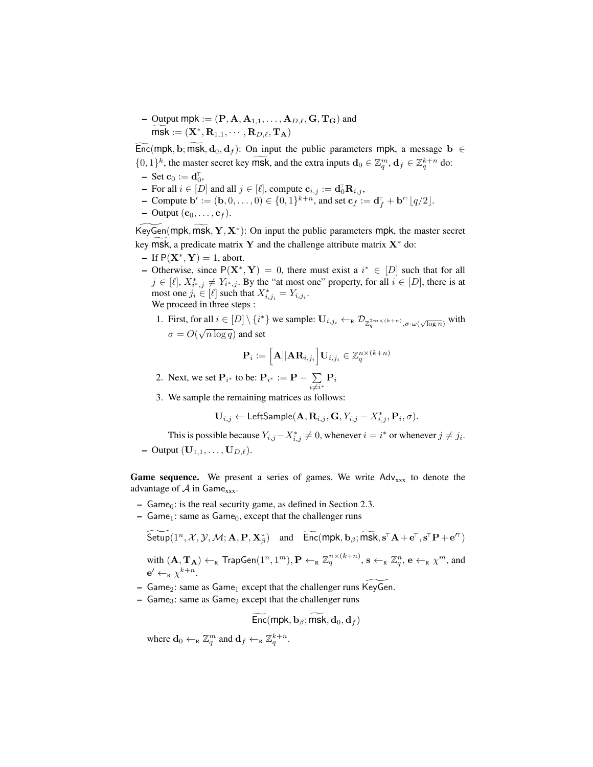- Output $\mathsf{mpk} := (\mathbf{P}, \mathbf{A}, \mathbf{A}_{1,1}, \ldots, \mathbf{A}_{D,\ell}, \mathbf{G}, \mathbf{T_G})$ and $\widetilde{\mathsf{msk}} := (\mathbf{X}^*, \mathbf{R}_{1,1}, \cdots, \mathbf{R}_{D,\ell}, \mathbf{T_A})$

$\widetilde{\mathsf{Enc}}(\mathsf{mpk}, \mathbf{b}; \widetilde{\mathsf{msk}}, \mathbf{d}_0, \mathbf{d}_f)$: On input the public parameters $\mathsf{mpk}$, a message $\mathbf{b} \in \{0,1\}^k$, the master secret key $\widetilde{\mathsf{msk}}$, and the extra inputs $\mathbf{d}_0 \in \mathbb{Z}_q^m$, $\mathbf{d}_f \in \mathbb{Z}_q^{k+n}$ do:

- Set $\mathbf{c}_0 := \mathbf{d}_0^\top$,
- For all $i \in [D]$ and all $j \in [\ell]$, compute $\mathbf{c}_{i,j} := \mathbf{d}_0^\top \mathbf{R}_{i,j}$,
- Compute $\mathbf{b}' := (\mathbf{b}, 0, \ldots, 0) \in \{0,1\}^{k+n}$, and set $\mathbf{c}_f := \mathbf{d}_f^\top + \mathbf{b}'^\top \lfloor q/2 \rfloor$.
- Output $(\mathbf{c}_0, \ldots, \mathbf{c}_f)$.

$\widetilde{\mathsf{KeyGen}}(\mathsf{mpk}, \widetilde{\mathsf{msk}}, \mathbf{Y}, \mathbf{X}^*)$: On input the public parameters $\mathsf{mpk}$, the master secret key $\widetilde{\mathsf{msk}}$, a predicate matrix $\mathbf{Y}$ and the challenge attribute matrix $\mathbf{X}^*$ do:

- If $\mathsf{P}(\mathbf{X}^*, \mathbf{Y}) = 1$, abort.
- Otherwise, since $\mathsf{P}(\mathbf{X}^*, \mathbf{Y}) = 0$, there must exist a $i^* \in [D]$ such that for all $j \in [\ell]$, $X^*_{i^*,j} \neq Y_{i^*,j}$. By the "at most one" property, for all $i \in [D]$, there is at most one $j_i \in [\ell]$ such that $X^*_{i,j_i} = Y_{i,j_i}$.
  We proceed in three steps :
  1. First, for all $i \in [D] \setminus \{i^*\}$ we sample: $\mathbf{U}_{i,j_i} \leftarrow_{\mathrm{R}} \mathcal{D}_{\mathbb{Z}_q^{2m \times (k+n)}, \sigma \cdot \omega(\sqrt{\log n})}$ with $\sigma = O(\sqrt{n \log q})$ and set
  $$\mathbf{P}_i := \Big[\mathbf{A} || \mathbf{A}\mathbf{R}_{i,j_i}\Big] \mathbf{U}_{i,j_i} \in \mathbb{Z}_q^{n \times (k+n)}$$
  2. Next, we set $\mathbf{P}_{i^*}$ to be: $\mathbf{P}_{i^*} := \mathbf{P} - \sum_{i \neq i^*} \mathbf{P}_i$
  3. We sample the remaining matrices as follows:
  $$\mathbf{U}_{i,j} \leftarrow \mathsf{LeftSample}(\mathbf{A}, \mathbf{R}_{i,j}, \mathbf{G}, Y_{i,j} - X^*_{i,j}, \mathbf{P}_i, \sigma).$$
  This is possible because $Y_{i,j} - X^*_{i,j} \neq 0$, whenever $i = i^*$ or whenever $j \neq j_i$.
- Output $(\mathbf{U}_{1,1}, \ldots, \mathbf{U}_{D,\ell})$.

**Game sequence.** We present a series of games. We write $\mathsf{Adv}_{\mathsf{xxx}}$ to denote the advantage of $\mathcal{A}$ in $\mathsf{Game}_{\mathsf{xxx}}$.

- $\mathsf{Game}_0$: is the real security game, as defined in Section 2.3.
- $\mathsf{Game}_1$: same as $\mathsf{Game}_0$, except that the challenger runs
  $$\widetilde{\mathsf{Setup}}(1^n, \mathcal{X}, \mathcal{Y}, \mathcal{M}; \mathbf{A}, \mathbf{P}, \mathbf{X}^*_\beta) \quad \text{and} \quad \widetilde{\mathsf{Enc}}(\mathsf{mpk}, \mathbf{b}_\beta; \widetilde{\mathsf{msk}}, \mathbf{s}^\top\mathbf{A} + \mathbf{e}^\top, \mathbf{s}^\top\mathbf{P} + \mathbf{e}'^\top)$$
  with $(\mathbf{A}, \mathbf{T_A}) \leftarrow_{\mathrm{R}} \mathsf{TrapGen}(1^n, 1^m)$, $\mathbf{P} \leftarrow_{\mathrm{R}} \mathbb{Z}_q^{n \times (k+n)}$, $\mathbf{s} \leftarrow_{\mathrm{R}} \mathbb{Z}_q^n$, $\mathbf{e} \leftarrow_{\mathrm{R}} \chi^m$, and $\mathbf{e}' \leftarrow_{\mathrm{R}} \chi^{k+n}$.
- $\mathsf{Game}_2$: same as $\mathsf{Game}_1$ except that the challenger runs $\widetilde{\mathsf{KeyGen}}$.
- $\mathsf{Game}_3$: same as $\mathsf{Game}_2$ except that the challenger runs
  $$\widetilde{\mathsf{Enc}}(\mathsf{mpk}, \mathbf{b}_\beta; \widetilde{\mathsf{msk}}, \mathbf{d}_0, \mathbf{d}_f)$$
  where $\mathbf{d}_0 \leftarrow_{\mathrm{R}} \mathbb{Z}_q^m$ and $\mathbf{d}_f \leftarrow_{\mathrm{R}} \mathbb{Z}_q^{k+n}$.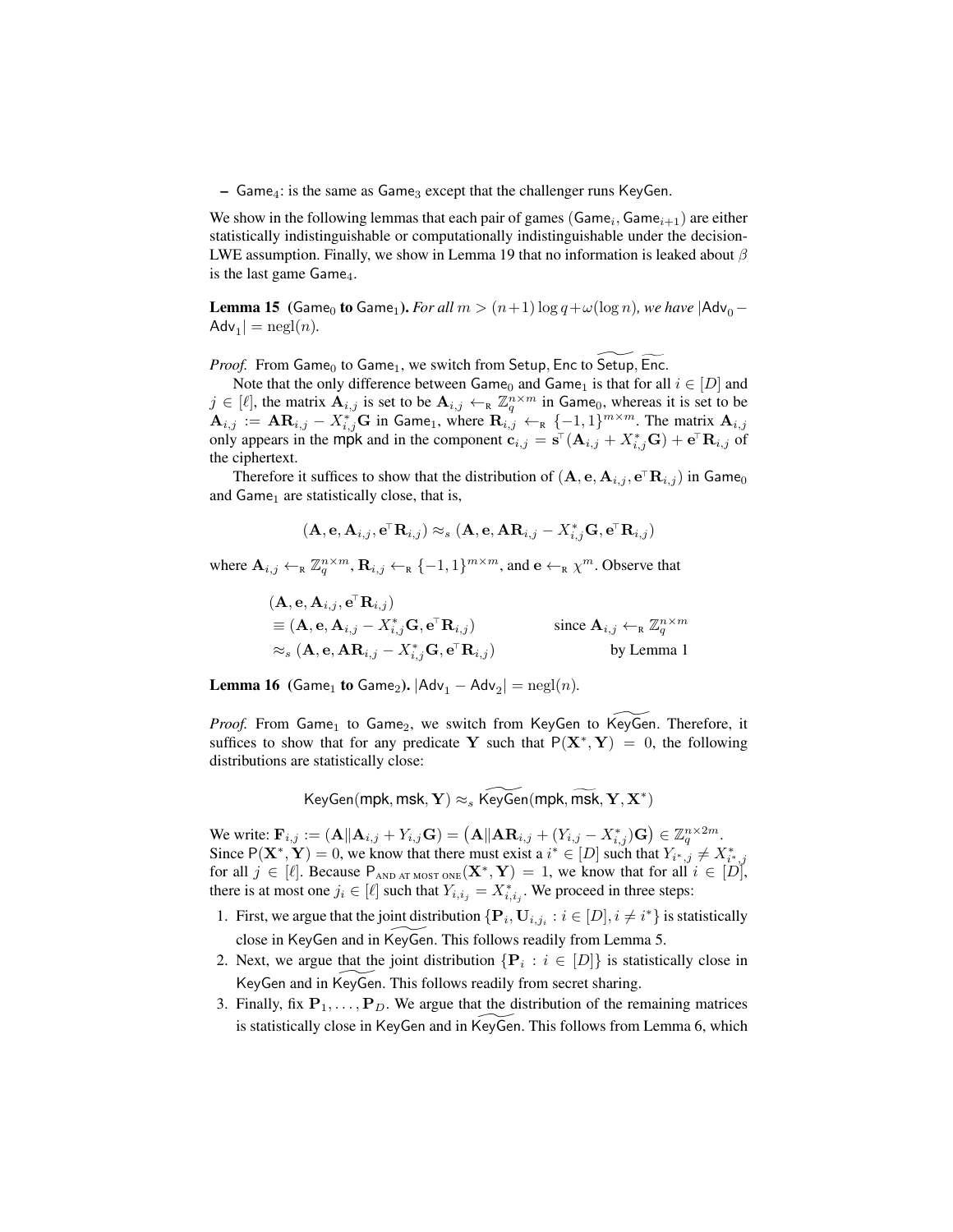– $\mathsf{Game}_4$: is the same as $\mathsf{Game}_3$ except that the challenger runs $\mathsf{KeyGen}$.

We show in the following lemmas that each pair of games $(\mathsf{Game}_i, \mathsf{Game}_{i+1})$ are either statistically indistinguishable or computationally indistinguishable under the decision-LWE assumption. Finally, we show in Lemma 19 that no information is leaked about $\beta$ is the last game $\mathsf{Game}_4$.

**Lemma 15** **($\mathsf{Game}_0$ to $\mathsf{Game}_1$).** *For all $m > (n+1)\log q + \omega(\log n)$, we have $|\mathsf{Adv}_0 - \mathsf{Adv}_1| = \mathrm{negl}(n)$.*

*Proof.* From $\mathsf{Game}_0$ to $\mathsf{Game}_1$, we switch from $\mathsf{Setup}, \mathsf{Enc}$ to $\widetilde{\mathsf{Setup}}, \widetilde{\mathsf{Enc}}$.

Note that the only difference between $\mathsf{Game}_0$ and $\mathsf{Game}_1$ is that for all $i \in [D]$ and $j \in [\ell]$, the matrix $\mathbf{A}_{i,j}$ is set to be $\mathbf{A}_{i,j} \leftarrow_{\mathrm{R}} \mathbb{Z}_q^{n\times m}$ in $\mathsf{Game}_0$, whereas it is set to be $\mathbf{A}_{i,j} := \mathbf{A}\mathbf{R}_{i,j} - X^*_{i,j}\mathbf{G}$ in $\mathsf{Game}_1$, where $\mathbf{R}_{i,j} \leftarrow_{\mathrm{R}} \{-1,1\}^{m\times m}$. The matrix $\mathbf{A}_{i,j}$ only appears in the $\mathsf{mpk}$ and in the component $\mathbf{c}_{i,j} = \mathbf{s}^\top(\mathbf{A}_{i,j} + X^*_{i,j}\mathbf{G}) + \mathbf{e}^\top\mathbf{R}_{i,j}$ of the ciphertext.

Therefore it suffices to show that the distribution of $(\mathbf{A}, \mathbf{e}, \mathbf{A}_{i,j}, \mathbf{e}^\top\mathbf{R}_{i,j})$ in $\mathsf{Game}_0$ and $\mathsf{Game}_1$ are statistically close, that is,

$$(\mathbf{A}, \mathbf{e}, \mathbf{A}_{i,j}, \mathbf{e}^\top\mathbf{R}_{i,j}) \approx_s (\mathbf{A}, \mathbf{e}, \mathbf{A}\mathbf{R}_{i,j} - X^*_{i,j}\mathbf{G}, \mathbf{e}^\top\mathbf{R}_{i,j})$$

where $\mathbf{A}_{i,j} \leftarrow_{\mathrm{R}} \mathbb{Z}_q^{n\times m}$, $\mathbf{R}_{i,j} \leftarrow_{\mathrm{R}} \{-1,1\}^{m\times m}$, and $\mathbf{e} \leftarrow_{\mathrm{R}} \chi^m$. Observe that

$$\begin{aligned}
&(\mathbf{A}, \mathbf{e}, \mathbf{A}_{i,j}, \mathbf{e}^\top\mathbf{R}_{i,j}) \\
&\equiv (\mathbf{A}, \mathbf{e}, \mathbf{A}_{i,j} - X^*_{i,j}\mathbf{G}, \mathbf{e}^\top\mathbf{R}_{i,j}) && \text{since } \mathbf{A}_{i,j} \leftarrow_{\mathrm{R}} \mathbb{Z}_q^{n\times m} \\
&\approx_s (\mathbf{A}, \mathbf{e}, \mathbf{A}\mathbf{R}_{i,j} - X^*_{i,j}\mathbf{G}, \mathbf{e}^\top\mathbf{R}_{i,j}) && \text{by Lemma 1}
\end{aligned}$$

**Lemma 16** **($\mathsf{Game}_1$ to $\mathsf{Game}_2$).** $|\mathsf{Adv}_1 - \mathsf{Adv}_2| = \mathrm{negl}(n)$.

*Proof.* From $\mathsf{Game}_1$ to $\mathsf{Game}_2$, we switch from $\mathsf{KeyGen}$ to $\widetilde{\mathsf{KeyGen}}$. Therefore, it suffices to show that for any predicate $\mathbf{Y}$ such that $\mathsf{P}(\mathbf{X}^*, \mathbf{Y}) = 0$, the following distributions are statistically close:

$$\mathsf{KeyGen}(\mathsf{mpk}, \mathsf{msk}, \mathbf{Y}) \approx_s \widetilde{\mathsf{KeyGen}}(\mathsf{mpk}, \widetilde{\mathsf{msk}}, \mathbf{Y}, \mathbf{X}^*)$$

We write: $\mathbf{F}_{i,j} := (\mathbf{A} \| \mathbf{A}_{i,j} + Y_{i,j}\mathbf{G}) = \big(\mathbf{A} \| \mathbf{A}\mathbf{R}_{i,j} + (Y_{i,j} - X^*_{i,j})\mathbf{G}\big) \in \mathbb{Z}_q^{n\times 2m}$. Since $\mathsf{P}(\mathbf{X}^*, \mathbf{Y}) = 0$, we know that there must exist a $i^* \in [D]$ such that $Y_{i^*,j} \neq X^*_{i^*,j}$ for all $j \in [\ell]$. Because $\mathsf{P}_{\text{AND AT MOST ONE}}(\mathbf{X}^*, \mathbf{Y}) = 1$, we know that for all $i \in [D]$, there is at most one $j_i \in [\ell]$ such that $Y_{i,j_i} = X^*_{i,j_i}$. We proceed in three steps:

1. First, we argue that the joint distribution $\{\mathbf{P}_i, \mathbf{U}_{i,j_i} : i \in [D], i \neq i^*\}$ is statistically close in $\mathsf{KeyGen}$ and in $\widetilde{\mathsf{KeyGen}}$. This follows readily from Lemma 5.
2. Next, we argue that the joint distribution $\{\mathbf{P}_i : i \in [D]\}$ is statistically close in $\mathsf{KeyGen}$ and in $\widetilde{\mathsf{KeyGen}}$. This follows readily from secret sharing.
3. Finally, fix $\mathbf{P}_1, \ldots, \mathbf{P}_D$. We argue that the distribution of the remaining matrices is statistically close in $\mathsf{KeyGen}$ and in $\widetilde{\mathsf{KeyGen}}$. This follows from Lemma 6, which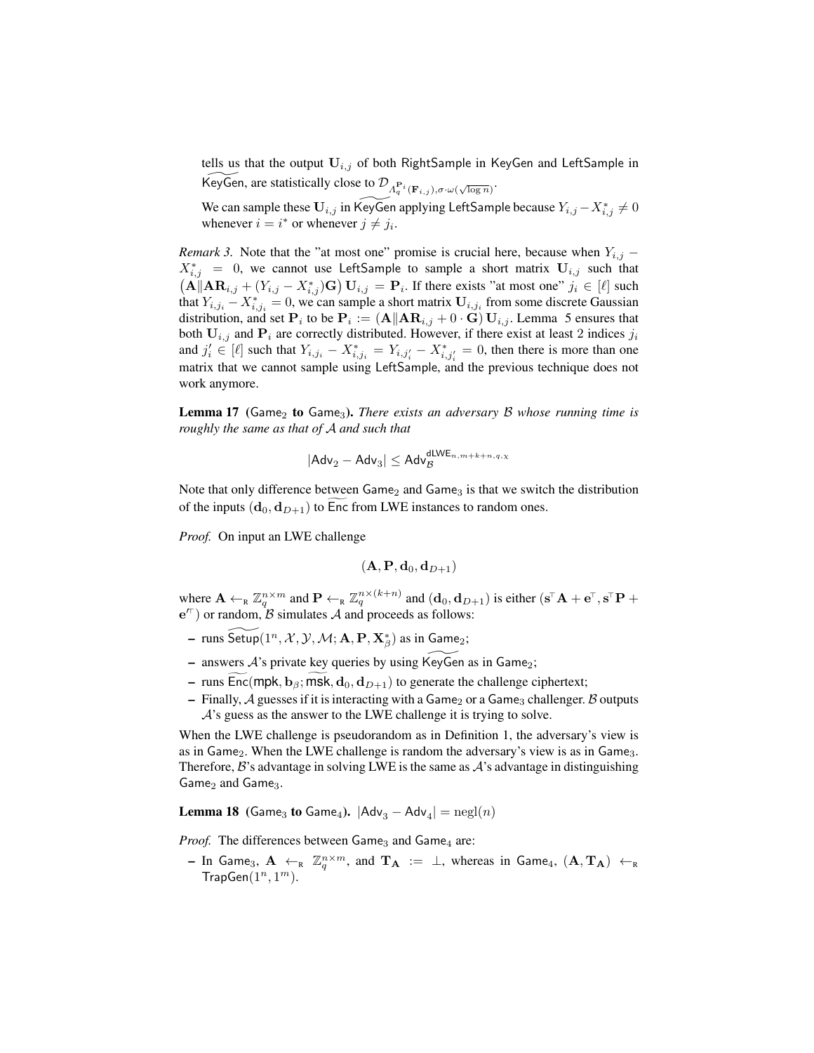tells us that the output $\mathbf{U}_{i,j}$ of both RightSample in KeyGen and LeftSample in $\widetilde{\mathsf{KeyGen}}$, are statistically close to $\mathcal{D}_{\Lambda_q^{\mathbf{P}_i}(\mathbf{F}_{i,j}),\sigma\cdot\omega(\sqrt{\log n})}$.

We can sample these $\mathbf{U}_{i,j}$ in $\widetilde{\mathsf{KeyGen}}$ applying LeftSample because $Y_{i,j} - X^*_{i,j} \neq 0$ whenever $i = i^*$ or whenever $j \neq j_i$.

*Remark 3.* Note that the "at most one" promise is crucial here, because when $Y_{i,j} - X^*_{i,j} = 0$, we cannot use LeftSample to sample a short matrix $\mathbf{U}_{i,j}$ such that $\left(\mathbf{A}\|\mathbf{A}\mathbf{R}_{i,j} + (Y_{i,j} - X^*_{i,j})\mathbf{G}\right)\mathbf{U}_{i,j} = \mathbf{P}_i$. If there exists "at most one" $j_i \in [\ell]$ such that $Y_{i,j_i} - X^*_{i,j_i} = 0$, we can sample a short matrix $\mathbf{U}_{i,j_i}$ from some discrete Gaussian distribution, and set $\mathbf{P}_i$ to be $\mathbf{P}_i := (\mathbf{A}\|\mathbf{A}\mathbf{R}_{i,j} + 0\cdot\mathbf{G})\,\mathbf{U}_{i,j}$. Lemma 5 ensures that both $\mathbf{U}_{i,j}$ and $\mathbf{P}_i$ are correctly distributed. However, if there exist at least 2 indices $j_i$ and $j'_i \in [\ell]$ such that $Y_{i,j_i} - X^*_{i,j_i} = Y_{i,j'_i} - X^*_{i,j'_i} = 0$, then there is more than one matrix that we cannot sample using LeftSample, and the previous technique does not work anymore.

**Lemma 17** **($\mathsf{Game}_2$ to $\mathsf{Game}_3$).** *There exists an adversary $\mathcal{B}$ whose running time is roughly the same as that of $\mathcal{A}$ and such that*

$$|\mathsf{Adv}_2 - \mathsf{Adv}_3| \leq \mathsf{Adv}_{\mathcal{B}}^{\mathsf{dLWE}_{n,m+k+n,q,\chi}}$$

Note that only difference between $\mathsf{Game}_2$ and $\mathsf{Game}_3$ is that we switch the distribution of the inputs $(\mathbf{d}_0, \mathbf{d}_{D+1})$ to $\widetilde{\mathsf{Enc}}$ from LWE instances to random ones.

*Proof.* On input an LWE challenge

$$(\mathbf{A}, \mathbf{P}, \mathbf{d}_0, \mathbf{d}_{D+1})$$

where $\mathbf{A} \leftarrow_{\mathrm{R}} \mathbb{Z}_q^{n\times m}$ and $\mathbf{P} \leftarrow_{\mathrm{R}} \mathbb{Z}_q^{n\times(k+n)}$ and $(\mathbf{d}_0, \mathbf{d}_{D+1})$ is either $(\mathbf{s}^\top\mathbf{A} + \mathbf{e}^\top, \mathbf{s}^\top\mathbf{P} + \mathbf{e}'^\top)$ or random, $\mathcal{B}$ simulates $\mathcal{A}$ and proceeds as follows:

- runs $\widetilde{\mathsf{Setup}}(1^n, \mathcal{X}, \mathcal{Y}, \mathcal{M}; \mathbf{A}, \mathbf{P}, \mathbf{X}^*_\beta)$ as in $\mathsf{Game}_2$;
- answers $\mathcal{A}$'s private key queries by using $\widetilde{\mathsf{KeyGen}}$ as in $\mathsf{Game}_2$;
- runs $\widetilde{\mathsf{Enc}}(\mathsf{mpk}, \mathbf{b}_\beta; \widetilde{\mathsf{msk}}, \mathbf{d}_0, \mathbf{d}_{D+1})$ to generate the challenge ciphertext;
- Finally, $\mathcal{A}$ guesses if it is interacting with a $\mathsf{Game}_2$ or a $\mathsf{Game}_3$ challenger. $\mathcal{B}$ outputs $\mathcal{A}$'s guess as the answer to the LWE challenge it is trying to solve.

When the LWE challenge is pseudorandom as in Definition 1, the adversary's view is as in $\mathsf{Game}_2$. When the LWE challenge is random the adversary's view is as in $\mathsf{Game}_3$. Therefore, $\mathcal{B}$'s advantage in solving LWE is the same as $\mathcal{A}$'s advantage in distinguishing $\mathsf{Game}_2$ and $\mathsf{Game}_3$.

**Lemma 18** **($\mathsf{Game}_3$ to $\mathsf{Game}_4$).** $|\mathsf{Adv}_3 - \mathsf{Adv}_4| = \mathrm{negl}(n)$

*Proof.* The differences between $\mathsf{Game}_3$ and $\mathsf{Game}_4$ are:

- In $\mathsf{Game}_3$, $\mathbf{A} \leftarrow_{\mathrm{R}} \mathbb{Z}_q^{n\times m}$, and $\mathbf{T}_{\mathbf{A}} := \perp$, whereas in $\mathsf{Game}_4$, $(\mathbf{A}, \mathbf{T}_{\mathbf{A}}) \leftarrow_{\mathrm{R}} \mathsf{TrapGen}(1^n, 1^m)$.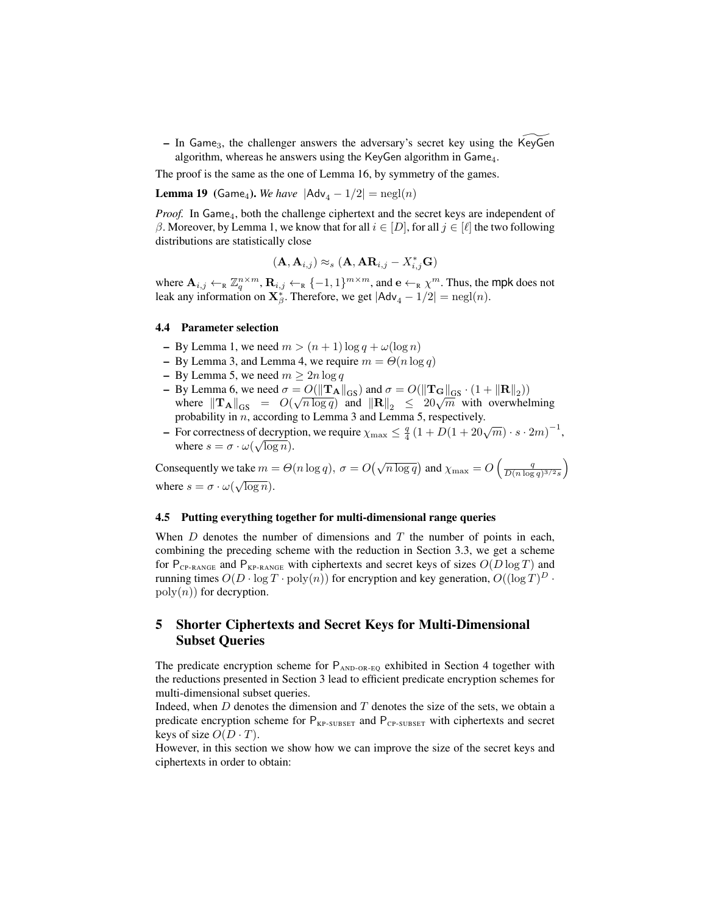- In $\mathsf{Game}_3$, the challenger answers the adversary's secret key using the $\widetilde{\mathsf{KeyGen}}$ algorithm, whereas he answers using the $\mathsf{KeyGen}$ algorithm in $\mathsf{Game}_4$.

The proof is the same as the one of Lemma 16, by symmetry of the games.

**Lemma 19** ($\mathsf{Game}_4$). *We have* $|\mathsf{Adv}_4 - 1/2| = \mathrm{negl}(n)$

*Proof.* In $\mathsf{Game}_4$, both the challenge ciphertext and the secret keys are independent of $\beta$. Moreover, by Lemma 1, we know that for all $i \in [D]$, for all $j \in [\ell]$ the two following distributions are statistically close

$$(\mathbf{A}, \mathbf{A}_{i,j}) \approx_s (\mathbf{A}, \mathbf{A}\mathbf{R}_{i,j} - X^*_{i,j}\mathbf{G})$$

where $\mathbf{A}_{i,j} \leftarrow_{\mathrm{R}} \mathbb{Z}_q^{n\times m}$, $\mathbf{R}_{i,j} \leftarrow_{\mathrm{R}} \{-1,1\}^{m\times m}$, and $\mathbf{e} \leftarrow_{\mathrm{R}} \chi^m$. Thus, the $\mathsf{mpk}$ does not leak any information on $\mathbf{X}^*_\beta$. Therefore, we get $|\mathsf{Adv}_4 - 1/2| = \mathrm{negl}(n)$.

### 4.4 Parameter selection

- By Lemma 1, we need $m > (n+1)\log q + \omega(\log n)$
- By Lemma 3, and Lemma 4, we require $m = \Theta(n \log q)$
- By Lemma 5, we need $m \geq 2n \log q$
- By Lemma 6, we need $\sigma = O(\|\mathbf{T_A}\|_{\mathrm{GS}})$ and $\sigma = O(\|\mathbf{T_G}\|_{\mathrm{GS}} \cdot (1 + \|\mathbf{R}\|_2))$ where $\|\mathbf{T_A}\|_{\mathrm{GS}} = O(\sqrt{n \log q})$ and $\|\mathbf{R}\|_2 \leq 20\sqrt{m}$ with overwhelming probability in $n$, according to Lemma 3 and Lemma 5, respectively.
- For correctness of decryption, we require $\chi_{\max} \leq \frac{q}{4}\left(1 + D(1 + 20\sqrt{m}) \cdot s \cdot 2m\right)^{-1}$, where $s = \sigma \cdot \omega(\sqrt{\log n})$.

Consequently we take $m = \Theta(n \log q)$, $\sigma = O\big(\sqrt{n \log q}\big)$ and $\chi_{\max} = O\left(\frac{q}{D(n \log q)^{3/2} s}\right)$ where $s = \sigma \cdot \omega(\sqrt{\log n})$.

### 4.5 Putting everything together for multi-dimensional range queries

When $D$ denotes the number of dimensions and $T$ the number of points in each, combining the preceding scheme with the reduction in Section 3.3, we get a scheme for $\mathsf{P}_{\text{CP-RANGE}}$ and $\mathsf{P}_{\text{KP-RANGE}}$ with ciphertexts and secret keys of sizes $O(D \log T)$ and running times $O(D \cdot \log T \cdot \mathrm{poly}(n))$ for encryption and key generation, $O((\log T)^D \cdot \mathrm{poly}(n))$ for decryption.

## 5 Shorter Ciphertexts and Secret Keys for Multi-Dimensional Subset Queries

The predicate encryption scheme for $\mathsf{P}_{\text{AND-OR-EQ}}$ exhibited in Section 4 together with the reductions presented in Section 3 lead to efficient predicate encryption schemes for multi-dimensional subset queries.

Indeed, when $D$ denotes the dimension and $T$ denotes the size of the sets, we obtain a predicate encryption scheme for $\mathsf{P}_{\text{KP-SUBSET}}$ and $\mathsf{P}_{\text{CP-SUBSET}}$ with ciphertexts and secret keys of size $O(D \cdot T)$.

However, in this section we show how we can improve the size of the secret keys and ciphertexts in order to obtain: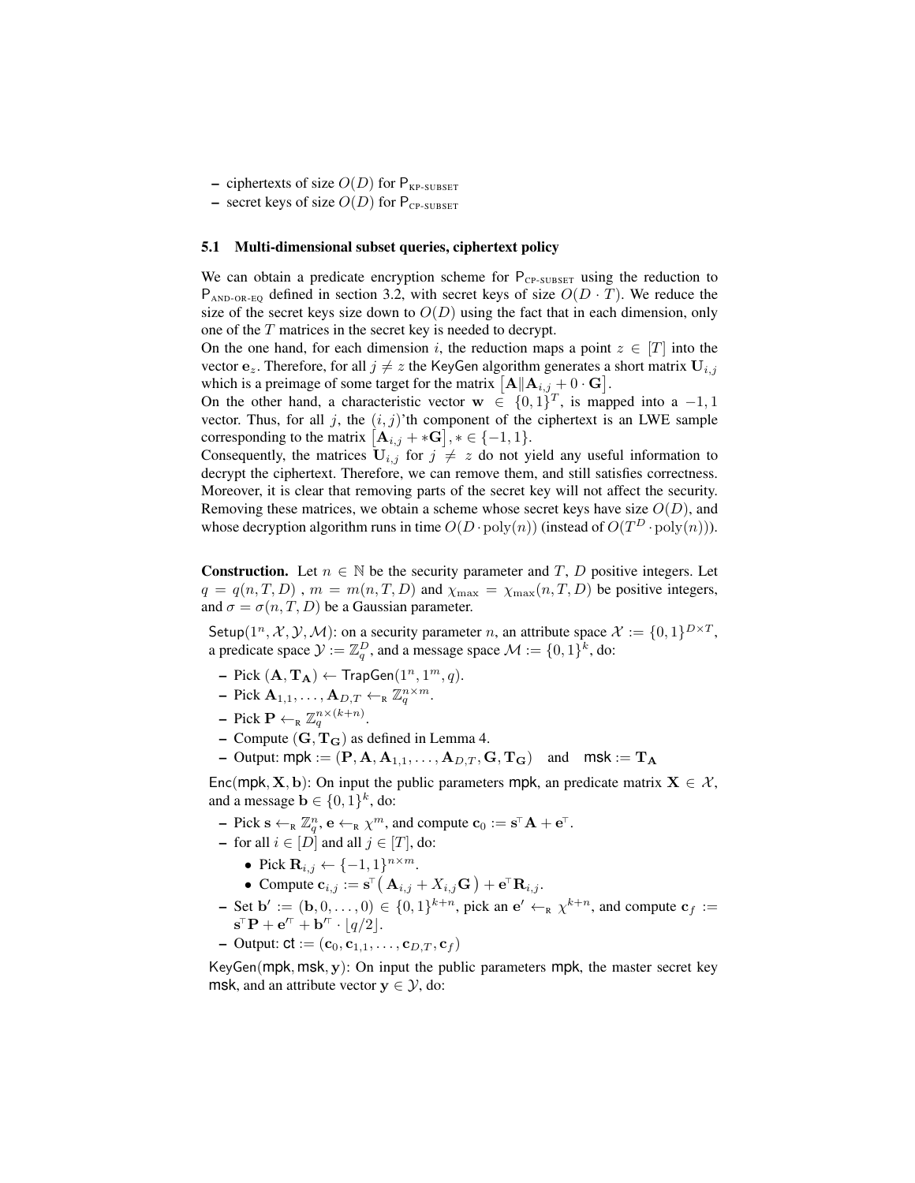– ciphertexts of size $O(D)$ for $\mathsf{P}_{\text{KP-SUBSET}}$
– secret keys of size $O(D)$ for $\mathsf{P}_{\text{CP-SUBSET}}$

### 5.1 Multi-dimensional subset queries, ciphertext policy

We can obtain a predicate encryption scheme for $\mathsf{P}_{\text{CP-SUBSET}}$ using the reduction to $\mathsf{P}_{\text{AND-OR-EQ}}$ defined in section 3.2, with secret keys of size $O(D \cdot T)$. We reduce the size of the secret keys size down to $O(D)$ using the fact that in each dimension, only one of the $T$ matrices in the secret key is needed to decrypt.
On the one hand, for each dimension $i$, the reduction maps a point $z \in [T]$ into the vector $\mathbf{e}_z$. Therefore, for all $j \neq z$ the KeyGen algorithm generates a short matrix $\mathbf{U}_{i,j}$ which is a preimage of some target for the matrix $\left[\mathbf{A} \| \mathbf{A}_{i,j} + 0 \cdot \mathbf{G}\right]$.
On the other hand, a characteristic vector $\mathbf{w} \in \{0,1\}^T$, is mapped into a $-1, 1$ vector. Thus, for all $j$, the $(i,j)$'th component of the ciphertext is an LWE sample corresponding to the matrix $\left[\mathbf{A}_{i,j} + * \mathbf{G}\right], * \in \{-1, 1\}$.
Consequently, the matrices $\mathbf{U}_{i,j}$ for $j \neq z$ do not yield any useful information to decrypt the ciphertext. Therefore, we can remove them, and still satisfies correctness. Moreover, it is clear that removing parts of the secret key will not affect the security. Removing these matrices, we obtain a scheme whose secret keys have size $O(D)$, and whose decryption algorithm runs in time $O(D \cdot \mathrm{poly}(n))$ (instead of $O(T^D \cdot \mathrm{poly}(n))$).

**Construction.** Let $n \in \mathbb{N}$ be the security parameter and $T$, $D$ positive integers. Let $q = q(n, T, D)$ , $m = m(n, T, D)$ and $\chi_{\max} = \chi_{\max}(n, T, D)$ be positive integers, and $\sigma = \sigma(n, T, D)$ be a Gaussian parameter.

$\mathsf{Setup}(1^n, \mathcal{X}, \mathcal{Y}, \mathcal{M})$: on a security parameter $n$, an attribute space $\mathcal{X} := \{0,1\}^{D \times T}$, a predicate space $\mathcal{Y} := \mathbb{Z}_q^D$, and a message space $\mathcal{M} := \{0,1\}^k$, do:

– Pick $(\mathbf{A}, \mathbf{T_A}) \leftarrow \mathsf{TrapGen}(1^n, 1^m, q)$.
– Pick $\mathbf{A}_{1,1}, \ldots, \mathbf{A}_{D,T} \leftarrow_{\text{R}} \mathbb{Z}_q^{n \times m}$.
– Pick $\mathbf{P} \leftarrow_{\text{R}} \mathbb{Z}_q^{n \times (k+n)}$.
– Compute $(\mathbf{G}, \mathbf{T_G})$ as defined in Lemma 4.
– Output: $\mathsf{mpk} := (\mathbf{P}, \mathbf{A}, \mathbf{A}_{1,1}, \ldots, \mathbf{A}_{D,T}, \mathbf{G}, \mathbf{T_G})$ and $\mathsf{msk} := \mathbf{T_A}$

$\mathsf{Enc}(\mathsf{mpk}, \mathbf{X}, \mathbf{b})$: On input the public parameters $\mathsf{mpk}$, an predicate matrix $\mathbf{X} \in \mathcal{X}$, and a message $\mathbf{b} \in \{0,1\}^k$, do:

– Pick $\mathbf{s} \leftarrow_{\text{R}} \mathbb{Z}_q^n$, $\mathbf{e} \leftarrow_{\text{R}} \chi^m$, and compute $\mathbf{c}_0 := \mathbf{s}^\top \mathbf{A} + \mathbf{e}^\top$.
– for all $i \in [D]$ and all $j \in [T]$, do:
  - Pick $\mathbf{R}_{i,j} \leftarrow \{-1, 1\}^{n \times m}$.
  - Compute $\mathbf{c}_{i,j} := \mathbf{s}^\top \big( \mathbf{A}_{i,j} + X_{i,j} \mathbf{G} \big) + \mathbf{e}^\top \mathbf{R}_{i,j}$.
– Set $\mathbf{b}' := (\mathbf{b}, 0, \ldots, 0) \in \{0,1\}^{k+n}$, pick an $\mathbf{e}' \leftarrow_{\text{R}} \chi^{k+n}$, and compute $\mathbf{c}_f := \mathbf{s}^\top \mathbf{P} + \mathbf{e}'^\top + \mathbf{b}'^\top \cdot \lfloor q/2 \rfloor$.
– Output: $\mathsf{ct} := (\mathbf{c}_0, \mathbf{c}_{1,1}, \ldots, \mathbf{c}_{D,T}, \mathbf{c}_f)$

$\mathsf{KeyGen}(\mathsf{mpk}, \mathsf{msk}, \mathbf{y})$: On input the public parameters $\mathsf{mpk}$, the master secret key $\mathsf{msk}$, and an attribute vector $\mathbf{y} \in \mathcal{Y}$, do: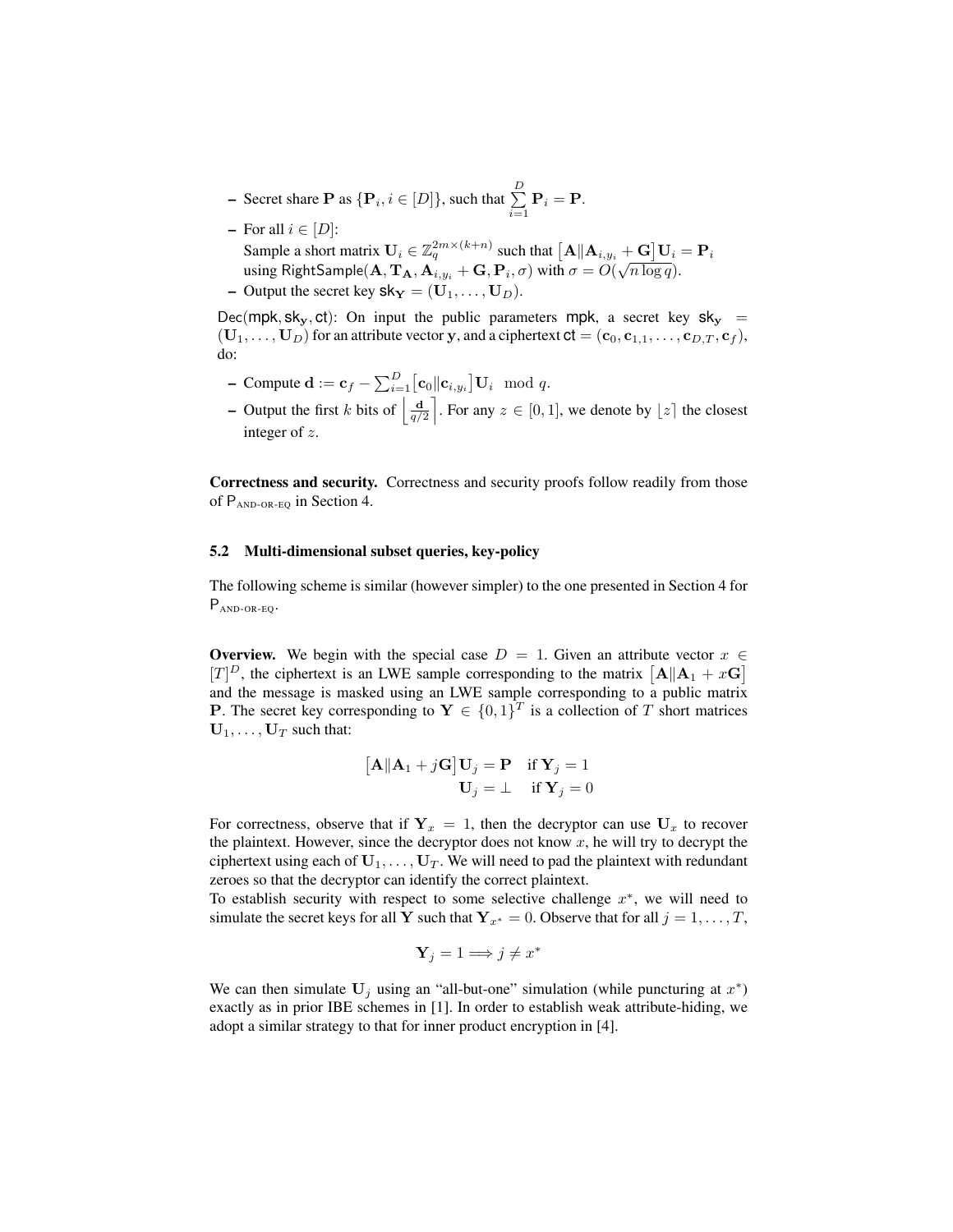- Secret share $\mathbf{P}$ as $\{\mathbf{P}_i, i \in [D]\}$, such that $\sum_{i=1}^{D} \mathbf{P}_i = \mathbf{P}$.
- For all $i \in [D]$:
  Sample a short matrix $\mathbf{U}_i \in \mathbb{Z}_q^{2m \times (k+n)}$ such that $\left[\mathbf{A} \| \mathbf{A}_{i,y_i} + \mathbf{G}\right] \mathbf{U}_i = \mathbf{P}_i$ using $\mathsf{RightSample}(\mathbf{A}, \mathbf{T}_\mathbf{A}, \mathbf{A}_{i,y_i} + \mathbf{G}, \mathbf{P}_i, \sigma)$ with $\sigma = O(\sqrt{n \log q})$.
- Output the secret key $\mathsf{sk}_\mathbf{Y} = (\mathbf{U}_1, \ldots, \mathbf{U}_D)$.

$\mathsf{Dec}(\mathsf{mpk}, \mathsf{sk}_\mathbf{y}, \mathsf{ct})$: On input the public parameters $\mathsf{mpk}$, a secret key $\mathsf{sk}_\mathbf{y} = (\mathbf{U}_1, \ldots, \mathbf{U}_D)$ for an attribute vector $\mathbf{y}$, and a ciphertext $\mathsf{ct} = (\mathbf{c}_0, \mathbf{c}_{1,1}, \ldots, \mathbf{c}_{D,T}, \mathbf{c}_f)$, do:

- Compute $\mathbf{d} := \mathbf{c}_f - \sum_{i=1}^{D} \left[\mathbf{c}_0 \| \mathbf{c}_{i,y_i}\right] \mathbf{U}_i \mod q$.
- Output the first $k$ bits of $\left\lfloor \frac{\mathbf{d}}{q/2} \right\rceil$. For any $z \in [0, 1]$, we denote by $\lfloor z \rceil$ the closest integer of $z$.

**Correctness and security.** Correctness and security proofs follow readily from those of $\mathsf{P}_{\text{AND-OR-EQ}}$ in Section 4.

### 5.2 Multi-dimensional subset queries, key-policy

The following scheme is similar (however simpler) to the one presented in Section 4 for $\mathsf{P}_{\text{AND-OR-EQ}}$.

**Overview.** We begin with the special case $D = 1$. Given an attribute vector $x \in [T]^D$, the ciphertext is an LWE sample corresponding to the matrix $\left[\mathbf{A} \| \mathbf{A}_1 + x\mathbf{G}\right]$ and the message is masked using an LWE sample corresponding to a public matrix $\mathbf{P}$. The secret key corresponding to $\mathbf{Y} \in \{0, 1\}^T$ is a collection of $T$ short matrices $\mathbf{U}_1, \ldots, \mathbf{U}_T$ such that:

$$\begin{aligned} \left[\mathbf{A} \| \mathbf{A}_1 + j\mathbf{G}\right] \mathbf{U}_j &= \mathbf{P} \quad \text{if } \mathbf{Y}_j = 1 \\ \mathbf{U}_j &= \perp \quad \text{if } \mathbf{Y}_j = 0 \end{aligned}$$

For correctness, observe that if $\mathbf{Y}_x = 1$, then the decryptor can use $\mathbf{U}_x$ to recover the plaintext. However, since the decryptor does not know $x$, he will try to decrypt the ciphertext using each of $\mathbf{U}_1, \ldots, \mathbf{U}_T$. We will need to pad the plaintext with redundant zeroes so that the decryptor can identify the correct plaintext.

To establish security with respect to some selective challenge $x^*$, we will need to simulate the secret keys for all $\mathbf{Y}$ such that $\mathbf{Y}_{x^*} = 0$. Observe that for all $j = 1, \ldots, T$,

$$\mathbf{Y}_j = 1 \Longrightarrow j \neq x^*$$

We can then simulate $\mathbf{U}_j$ using an "all-but-one" simulation (while puncturing at $x^*$) exactly as in prior IBE schemes in [1]. In order to establish weak attribute-hiding, we adopt a similar strategy to that for inner product encryption in [4].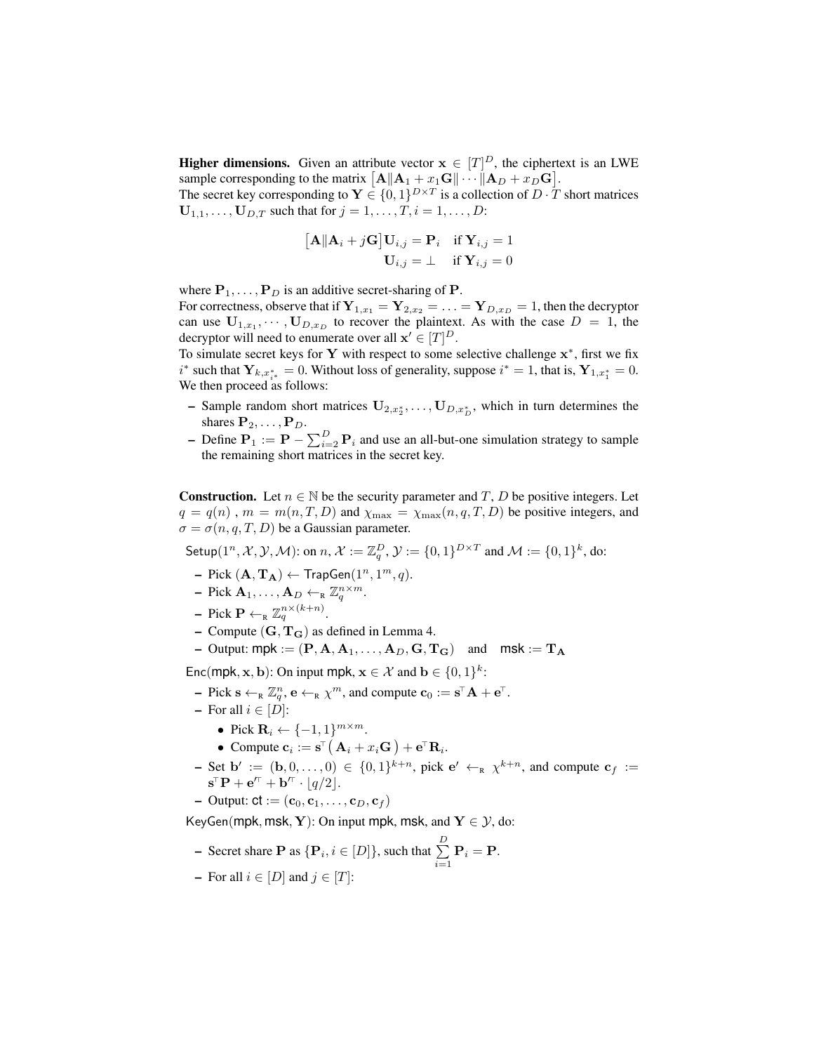**Higher dimensions.** Given an attribute vector $\mathbf{x} \in [T]^D$, the ciphertext is an LWE sample corresponding to the matrix $\big[\mathbf{A} \| \mathbf{A}_1 + x_1\mathbf{G} \| \cdots \| \mathbf{A}_D + x_D\mathbf{G}\big]$.
The secret key corresponding to $\mathbf{Y} \in \{0,1\}^{D \times T}$ is a collection of $D \cdot T$ short matrices $\mathbf{U}_{1,1}, \ldots, \mathbf{U}_{D,T}$ such that for $j = 1, \ldots, T, i = 1, \ldots, D$:

$$\begin{aligned} \big[\mathbf{A} \| \mathbf{A}_i + j\mathbf{G}\big]\mathbf{U}_{i,j} &= \mathbf{P}_i \quad \text{if } \mathbf{Y}_{i,j} = 1 \\ \mathbf{U}_{i,j} &= \perp \quad \text{if } \mathbf{Y}_{i,j} = 0 \end{aligned}$$

where $\mathbf{P}_1, \ldots, \mathbf{P}_D$ is an additive secret-sharing of $\mathbf{P}$.
For correctness, observe that if $\mathbf{Y}_{1,x_1} = \mathbf{Y}_{2,x_2} = \ldots = \mathbf{Y}_{D,x_D} = 1$, then the decryptor can use $\mathbf{U}_{1,x_1}, \cdots, \mathbf{U}_{D,x_D}$ to recover the plaintext. As with the case $D = 1$, the decryptor will need to enumerate over all $\mathbf{x}' \in [T]^D$.
To simulate secret keys for $\mathbf{Y}$ with respect to some selective challenge $\mathbf{x}^*$, first we fix $i^*$ such that $\mathbf{Y}_{k,x^*_{i^*}} = 0$. Without loss of generality, suppose $i^* = 1$, that is, $\mathbf{Y}_{1,x^*_1} = 0$. We then proceed as follows:

- Sample random short matrices $\mathbf{U}_{2,x^*_2}, \ldots, \mathbf{U}_{D,x^*_D}$, which in turn determines the shares $\mathbf{P}_2, \ldots, \mathbf{P}_D$.
- Define $\mathbf{P}_1 := \mathbf{P} - \sum_{i=2}^{D} \mathbf{P}_i$ and use an all-but-one simulation strategy to sample the remaining short matrices in the secret key.

**Construction.** Let $n \in \mathbb{N}$ be the security parameter and $T$, $D$ be positive integers. Let $q = q(n)$ , $m = m(n, T, D)$ and $\chi_{\max} = \chi_{\max}(n, q, T, D)$ be positive integers, and $\sigma = \sigma(n, q, T, D)$ be a Gaussian parameter.

$\mathsf{Setup}(1^n, \mathcal{X}, \mathcal{Y}, \mathcal{M})$: on $n$, $\mathcal{X} := \mathbb{Z}_q^D$, $\mathcal{Y} := \{0,1\}^{D \times T}$ and $\mathcal{M} := \{0,1\}^k$, do:

- Pick $(\mathbf{A}, \mathbf{T}_\mathbf{A}) \leftarrow \mathsf{TrapGen}(1^n, 1^m, q)$.
- Pick $\mathbf{A}_1, \ldots, \mathbf{A}_D \leftarrow_{\text{R}} \mathbb{Z}_q^{n \times m}$.
- Pick $\mathbf{P} \leftarrow_{\text{R}} \mathbb{Z}_q^{n \times (k+n)}$.
- Compute $(\mathbf{G}, \mathbf{T}_\mathbf{G})$ as defined in Lemma 4.
- Output: $\mathsf{mpk} := (\mathbf{P}, \mathbf{A}, \mathbf{A}_1, \ldots, \mathbf{A}_D, \mathbf{G}, \mathbf{T}_\mathbf{G})$ and $\mathsf{msk} := \mathbf{T}_\mathbf{A}$

$\mathsf{Enc}(\mathsf{mpk}, \mathbf{x}, \mathbf{b})$: On input $\mathsf{mpk}$, $\mathbf{x} \in \mathcal{X}$ and $\mathbf{b} \in \{0,1\}^k$:

- Pick $\mathbf{s} \leftarrow_{\text{R}} \mathbb{Z}_q^n$, $\mathbf{e} \leftarrow_{\text{R}} \chi^m$, and compute $\mathbf{c}_0 := \mathbf{s}^\top \mathbf{A} + \mathbf{e}^\top$.
- For all $i \in [D]$:
  - Pick $\mathbf{R}_i \leftarrow \{-1,1\}^{m \times m}$.
  - Compute $\mathbf{c}_i := \mathbf{s}^\top \big(\mathbf{A}_i + x_i\mathbf{G}\big) + \mathbf{e}^\top \mathbf{R}_i$.
- Set $\mathbf{b}' := (\mathbf{b}, 0, \ldots, 0) \in \{0,1\}^{k+n}$, pick $\mathbf{e}' \leftarrow_{\text{R}} \chi^{k+n}$, and compute $\mathbf{c}_f := \mathbf{s}^\top \mathbf{P} + \mathbf{e}'^\top + \mathbf{b}'^\top \cdot \lfloor q/2 \rfloor$.
- Output: $\mathsf{ct} := (\mathbf{c}_0, \mathbf{c}_1, \ldots, \mathbf{c}_D, \mathbf{c}_f)$

$\mathsf{KeyGen}(\mathsf{mpk}, \mathsf{msk}, \mathbf{Y})$: On input $\mathsf{mpk}$, $\mathsf{msk}$, and $\mathbf{Y} \in \mathcal{Y}$, do:

- Secret share $\mathbf{P}$ as $\{\mathbf{P}_i, i \in [D]\}$, such that $\sum\limits_{i=1}^{D} \mathbf{P}_i = \mathbf{P}$.
- For all $i \in [D]$ and $j \in [T]$: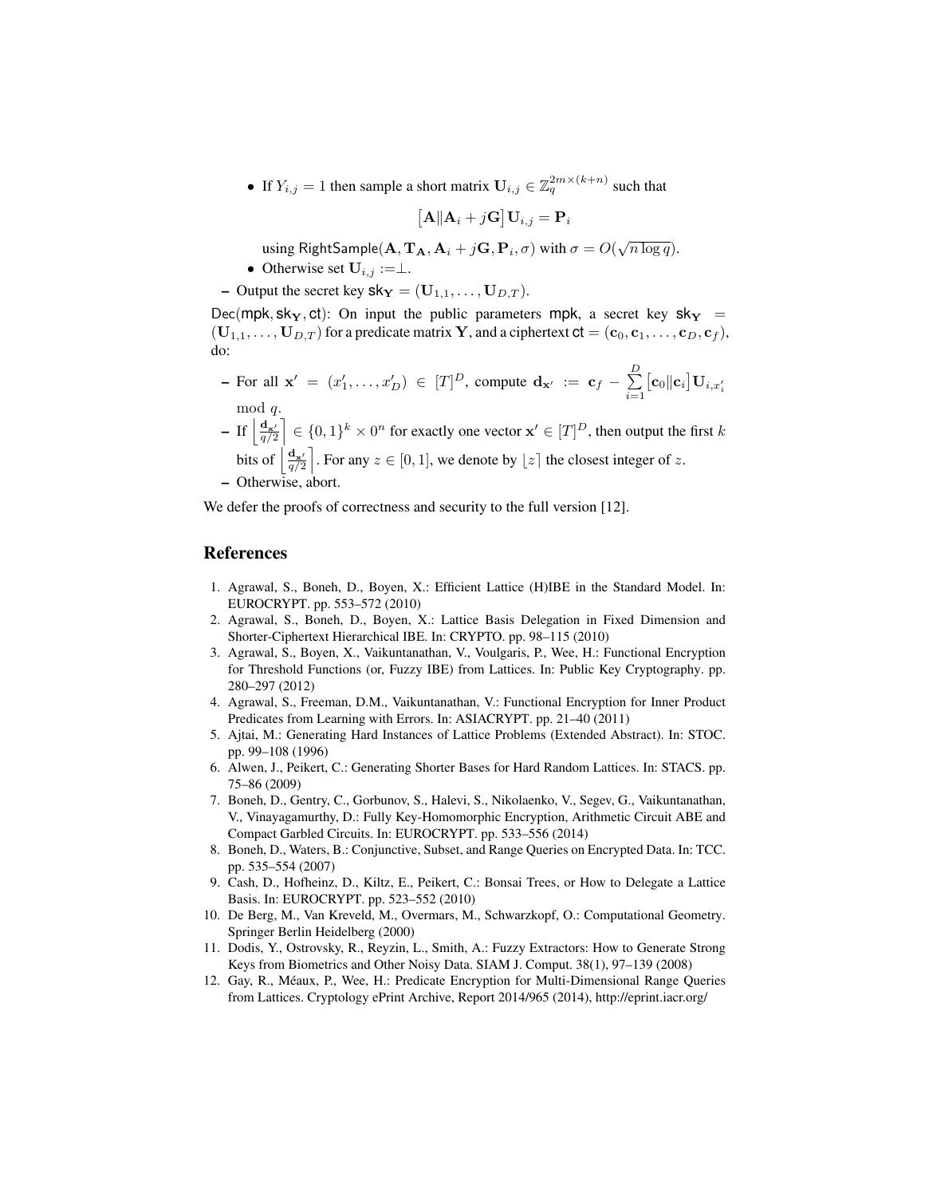- If $Y_{i,j} = 1$ then sample a short matrix $\mathbf{U}_{i,j} \in \mathbb{Z}_q^{2m \times (k+n)}$ such that

$$\left[\mathbf{A} \| \mathbf{A}_i + j\mathbf{G}\right] \mathbf{U}_{i,j} = \mathbf{P}_i$$

    using $\mathsf{RightSample}(\mathbf{A}, \mathbf{T}_\mathbf{A}, \mathbf{A}_i + j\mathbf{G}, \mathbf{P}_i, \sigma)$ with $\sigma = O(\sqrt{n \log q})$.
  - Otherwise set $\mathbf{U}_{i,j} := \perp$.
- Output the secret key $\mathsf{sk}_\mathbf{Y} = (\mathbf{U}_{1,1}, \ldots, \mathbf{U}_{D,T})$.

$\mathsf{Dec}(\mathsf{mpk}, \mathsf{sk}_\mathbf{Y}, \mathsf{ct})$: On input the public parameters $\mathsf{mpk}$, a secret key $\mathsf{sk}_\mathbf{Y} = (\mathbf{U}_{1,1}, \ldots, \mathbf{U}_{D,T})$ for a predicate matrix $\mathbf{Y}$, and a ciphertext $\mathsf{ct} = (\mathbf{c}_0, \mathbf{c}_1, \ldots, \mathbf{c}_D, \mathbf{c}_f)$, do:

- For all $\mathbf{x}' = (x'_1, \ldots, x'_D) \in [T]^D$, compute $\mathbf{d}_{\mathbf{x}'} := \mathbf{c}_f - \sum_{i=1}^{D} \left[\mathbf{c}_0 \| \mathbf{c}_i\right] \mathbf{U}_{i,x'_i} \mod q$.
- If $\left\lfloor \frac{\mathbf{d}_{\mathbf{x}'}}{q/2} \right\rceil \in \{0,1\}^k \times 0^n$ for exactly one vector $\mathbf{x}' \in [T]^D$, then output the first $k$ bits of $\left\lfloor \frac{\mathbf{d}_{\mathbf{x}'}}{q/2} \right\rceil$. For any $z \in [0,1]$, we denote by $\lfloor z \rceil$ the closest integer of $z$.
- Otherwise, abort.

We defer the proofs of correctness and security to the full version [12].

## References

1. Agrawal, S., Boneh, D., Boyen, X.: Efficient Lattice (H)IBE in the Standard Model. In: EUROCRYPT. pp. 553–572 (2010)
2. Agrawal, S., Boneh, D., Boyen, X.: Lattice Basis Delegation in Fixed Dimension and Shorter-Ciphertext Hierarchical IBE. In: CRYPTO. pp. 98–115 (2010)
3. Agrawal, S., Boyen, X., Vaikuntanathan, V., Voulgaris, P., Wee, H.: Functional Encryption for Threshold Functions (or, Fuzzy IBE) from Lattices. In: Public Key Cryptography. pp. 280–297 (2012)
4. Agrawal, S., Freeman, D.M., Vaikuntanathan, V.: Functional Encryption for Inner Product Predicates from Learning with Errors. In: ASIACRYPT. pp. 21–40 (2011)
5. Ajtai, M.: Generating Hard Instances of Lattice Problems (Extended Abstract). In: STOC. pp. 99–108 (1996)
6. Alwen, J., Peikert, C.: Generating Shorter Bases for Hard Random Lattices. In: STACS. pp. 75–86 (2009)
7. Boneh, D., Gentry, C., Gorbunov, S., Halevi, S., Nikolaenko, V., Segev, G., Vaikuntanathan, V., Vinayagamurthy, D.: Fully Key-Homomorphic Encryption, Arithmetic Circuit ABE and Compact Garbled Circuits. In: EUROCRYPT. pp. 533–556 (2014)
8. Boneh, D., Waters, B.: Conjunctive, Subset, and Range Queries on Encrypted Data. In: TCC. pp. 535–554 (2007)
9. Cash, D., Hofheinz, D., Kiltz, E., Peikert, C.: Bonsai Trees, or How to Delegate a Lattice Basis. In: EUROCRYPT. pp. 523–552 (2010)
10. De Berg, M., Van Kreveld, M., Overmars, M., Schwarzkopf, O.: Computational Geometry. Springer Berlin Heidelberg (2000)
11. Dodis, Y., Ostrovsky, R., Reyzin, L., Smith, A.: Fuzzy Extractors: How to Generate Strong Keys from Biometrics and Other Noisy Data. SIAM J. Comput. 38(1), 97–139 (2008)
12. Gay, R., Méaux, P., Wee, H.: Predicate Encryption for Multi-Dimensional Range Queries from Lattices. Cryptology ePrint Archive, Report 2014/965 (2014), http://eprint.iacr.org/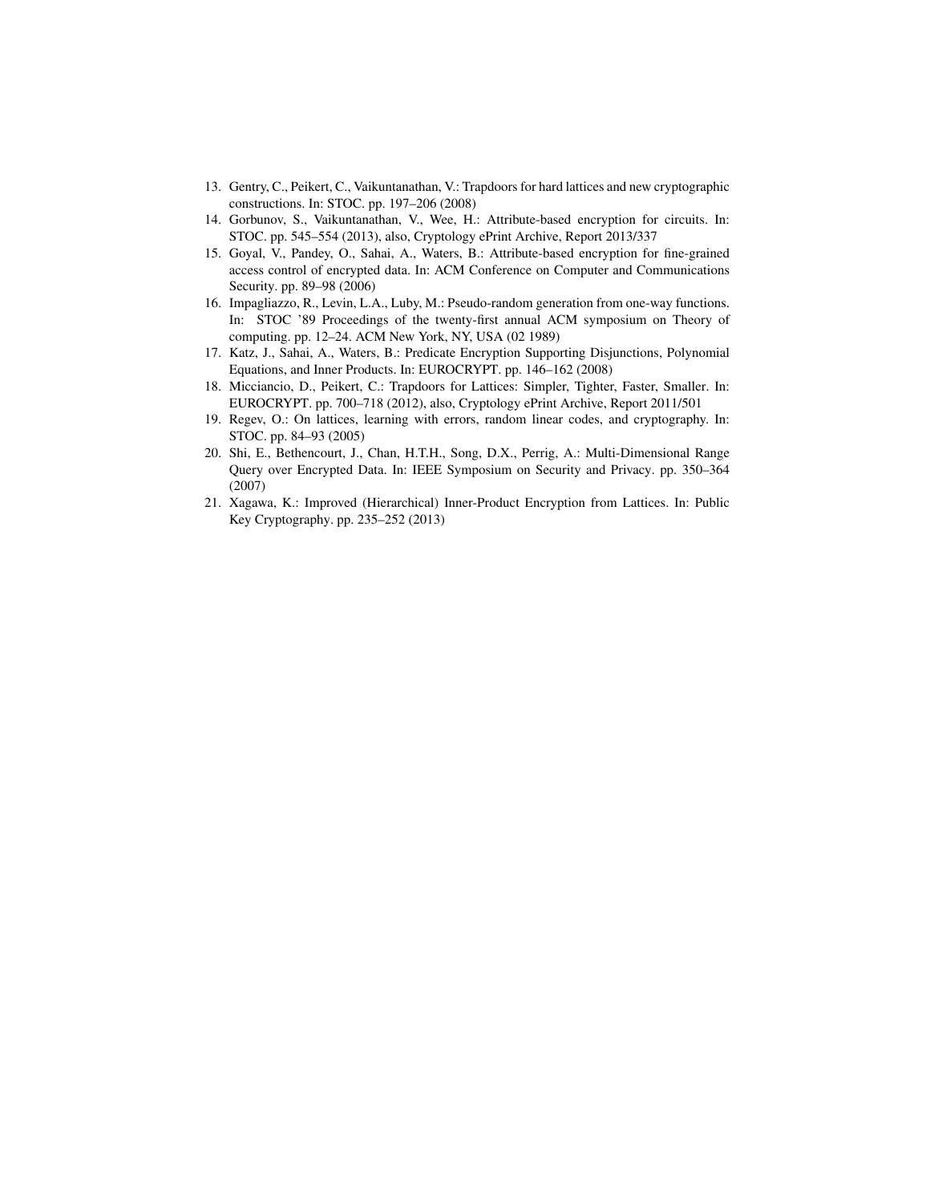13. Gentry, C., Peikert, C., Vaikuntanathan, V.: Trapdoors for hard lattices and new cryptographic constructions. In: STOC. pp. 197–206 (2008)
14. Gorbunov, S., Vaikuntanathan, V., Wee, H.: Attribute-based encryption for circuits. In: STOC. pp. 545–554 (2013), also, Cryptology ePrint Archive, Report 2013/337
15. Goyal, V., Pandey, O., Sahai, A., Waters, B.: Attribute-based encryption for fine-grained access control of encrypted data. In: ACM Conference on Computer and Communications Security. pp. 89–98 (2006)
16. Impagliazzo, R., Levin, L.A., Luby, M.: Pseudo-random generation from one-way functions. In: STOC '89 Proceedings of the twenty-first annual ACM symposium on Theory of computing. pp. 12–24. ACM New York, NY, USA (02 1989)
17. Katz, J., Sahai, A., Waters, B.: Predicate Encryption Supporting Disjunctions, Polynomial Equations, and Inner Products. In: EUROCRYPT. pp. 146–162 (2008)
18. Micciancio, D., Peikert, C.: Trapdoors for Lattices: Simpler, Tighter, Faster, Smaller. In: EUROCRYPT. pp. 700–718 (2012), also, Cryptology ePrint Archive, Report 2011/501
19. Regev, O.: On lattices, learning with errors, random linear codes, and cryptography. In: STOC. pp. 84–93 (2005)
20. Shi, E., Bethencourt, J., Chan, H.T.H., Song, D.X., Perrig, A.: Multi-Dimensional Range Query over Encrypted Data. In: IEEE Symposium on Security and Privacy. pp. 350–364 (2007)
21. Xagawa, K.: Improved (Hierarchical) Inner-Product Encryption from Lattices. In: Public Key Cryptography. pp. 235–252 (2013)